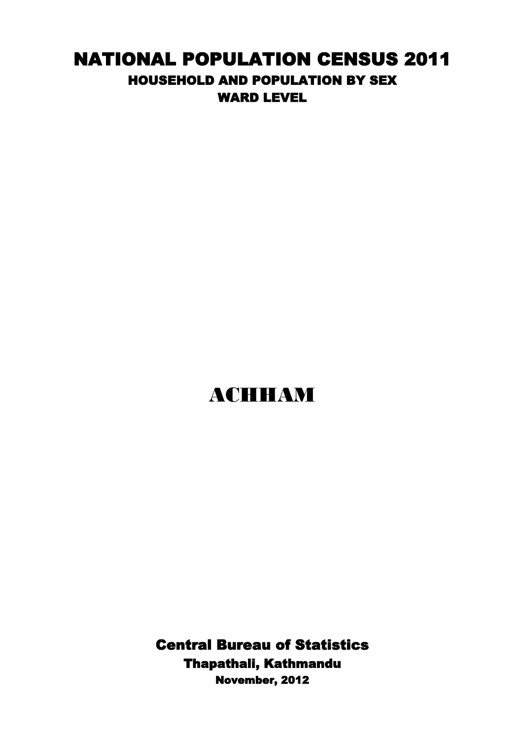# NATIONAL POPULATION CENSUS 2011

## HOUSEHOLD AND POPULATION BY SEX

## WARD LEVEL

# ACHHAM

**Central Bureau of Statistics**

**Thapathali, Kathmandu**

**November, 2012**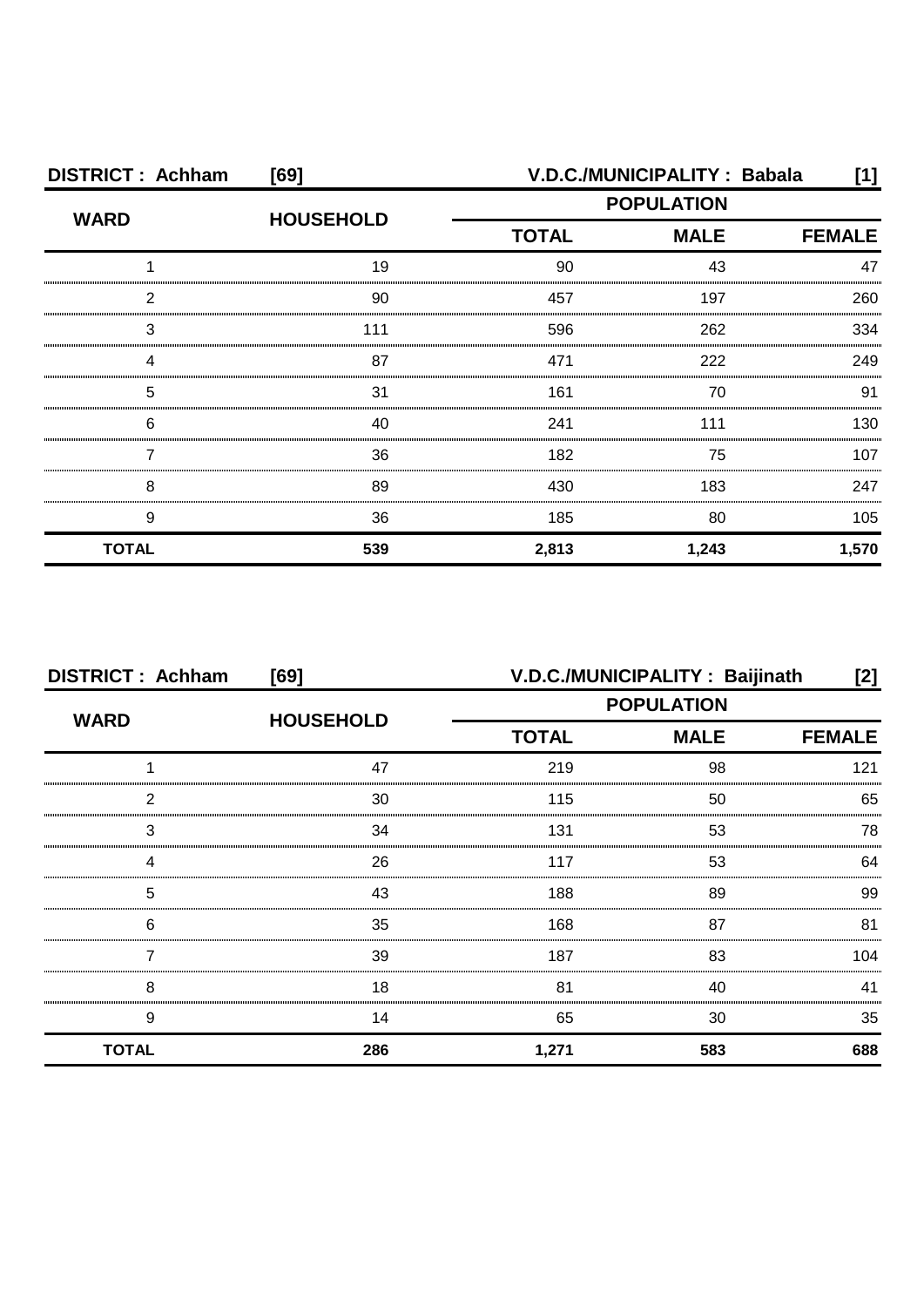**DISTRICT : Achham [69] V.D.C./MUNICIPALITY : Babala [1]**

| WARD | HOUSEHOLD | POPULATION | | |
|---|---|---|---|---|
| | | TOTAL | MALE | FEMALE |
| 1 | 19 | 90 | 43 | 47 |
| 2 | 90 | 457 | 197 | 260 |
| 3 | 111 | 596 | 262 | 334 |
| 4 | 87 | 471 | 222 | 249 |
| 5 | 31 | 161 | 70 | 91 |
| 6 | 40 | 241 | 111 | 130 |
| 7 | 36 | 182 | 75 | 107 |
| 8 | 89 | 430 | 183 | 247 |
| 9 | 36 | 185 | 80 | 105 |
| **TOTAL** | **539** | **2,813** | **1,243** | **1,570** |

**DISTRICT : Achham [69] V.D.C./MUNICIPALITY : Baijinath [2]**

| WARD | HOUSEHOLD | POPULATION | | |
|---|---|---|---|---|
| | | TOTAL | MALE | FEMALE |
| 1 | 47 | 219 | 98 | 121 |
| 2 | 30 | 115 | 50 | 65 |
| 3 | 34 | 131 | 53 | 78 |
| 4 | 26 | 117 | 53 | 64 |
| 5 | 43 | 188 | 89 | 99 |
| 6 | 35 | 168 | 87 | 81 |
| 7 | 39 | 187 | 83 | 104 |
| 8 | 18 | 81 | 40 | 41 |
| 9 | 14 | 65 | 30 | 35 |
| **TOTAL** | **286** | **1,271** | **583** | **688** |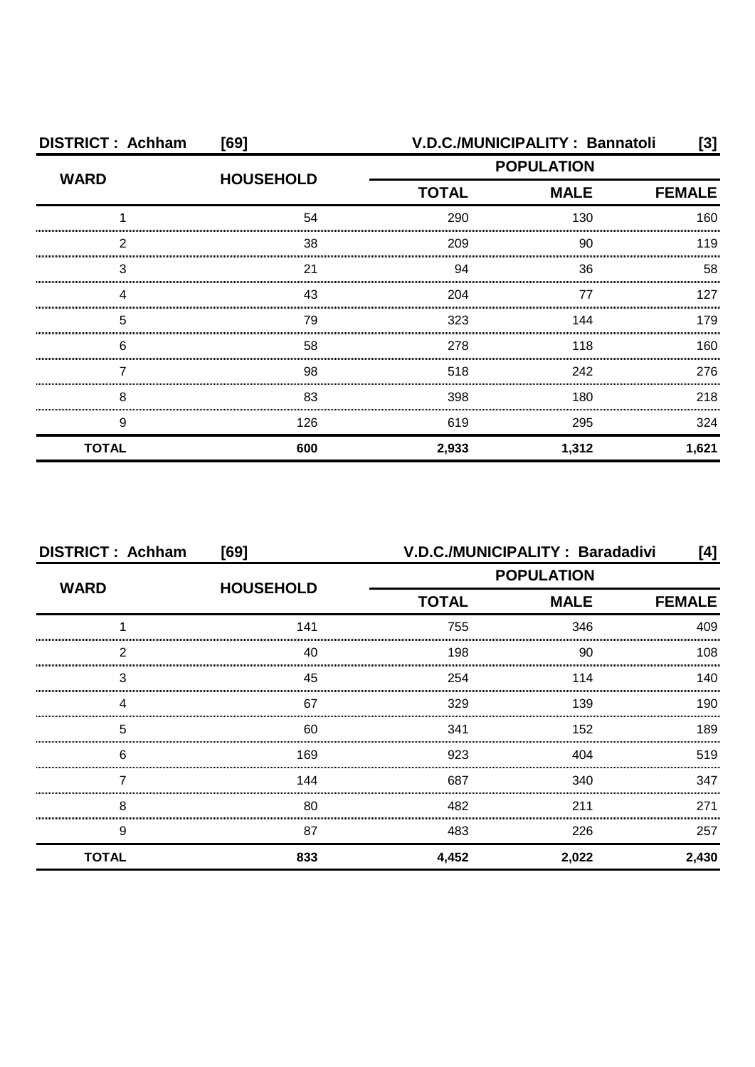| DISTRICT : Achham | [69] | V.D.C./MUNICIPALITY : Bannatoli | | [3] |
|---|---|---|---|---|
| WARD | HOUSEHOLD | POPULATION | | |
| | | TOTAL | MALE | FEMALE |
| 1 | 54 | 290 | 130 | 160 |
| 2 | 38 | 209 | 90 | 119 |
| 3 | 21 | 94 | 36 | 58 |
| 4 | 43 | 204 | 77 | 127 |
| 5 | 79 | 323 | 144 | 179 |
| 6 | 58 | 278 | 118 | 160 |
| 7 | 98 | 518 | 242 | 276 |
| 8 | 83 | 398 | 180 | 218 |
| 9 | 126 | 619 | 295 | 324 |
| **TOTAL** | **600** | **2,933** | **1,312** | **1,621** |

| DISTRICT : Achham | [69] | V.D.C./MUNICIPALITY : Baradadivi | | [4] |
|---|---|---|---|---|
| WARD | HOUSEHOLD | POPULATION | | |
| | | TOTAL | MALE | FEMALE |
| 1 | 141 | 755 | 346 | 409 |
| 2 | 40 | 198 | 90 | 108 |
| 3 | 45 | 254 | 114 | 140 |
| 4 | 67 | 329 | 139 | 190 |
| 5 | 60 | 341 | 152 | 189 |
| 6 | 169 | 923 | 404 | 519 |
| 7 | 144 | 687 | 340 | 347 |
| 8 | 80 | 482 | 211 | 271 |
| 9 | 87 | 483 | 226 | 257 |
| **TOTAL** | **833** | **4,452** | **2,022** | **2,430** |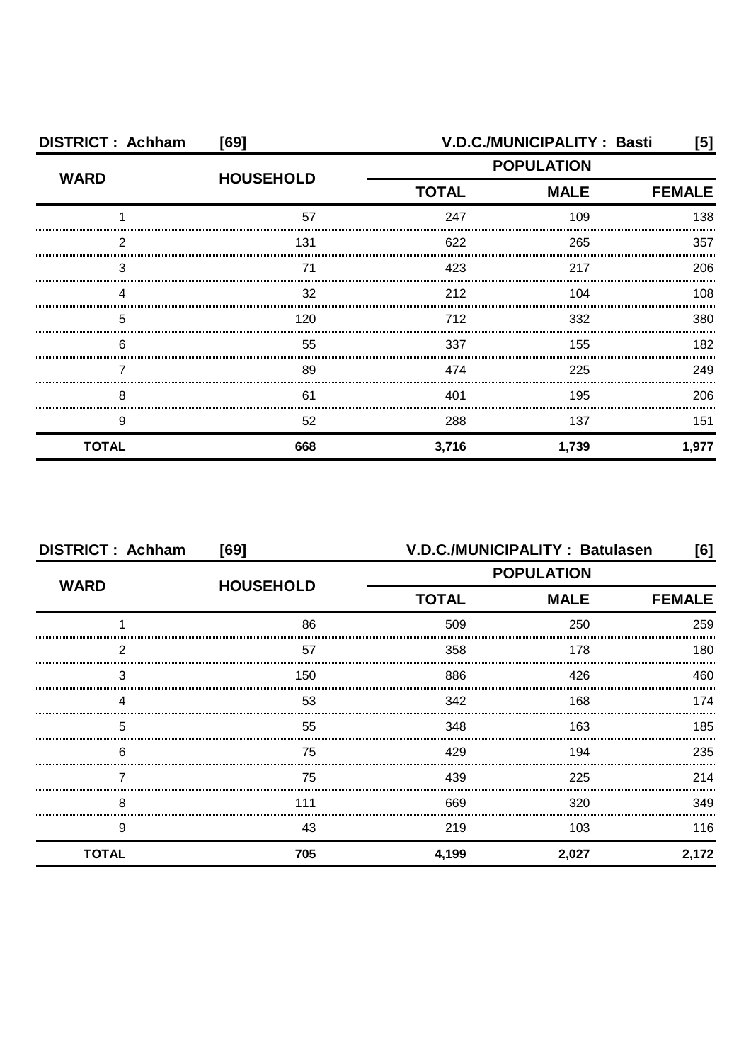| DISTRICT : Achham | [69] | V.D.C./MUNICIPALITY : Basti | | [5] |
|---|---|---|---|---|
| WARD | HOUSEHOLD | POPULATION | | |
| | | TOTAL | MALE | FEMALE |
| 1 | 57 | 247 | 109 | 138 |
| 2 | 131 | 622 | 265 | 357 |
| 3 | 71 | 423 | 217 | 206 |
| 4 | 32 | 212 | 104 | 108 |
| 5 | 120 | 712 | 332 | 380 |
| 6 | 55 | 337 | 155 | 182 |
| 7 | 89 | 474 | 225 | 249 |
| 8 | 61 | 401 | 195 | 206 |
| 9 | 52 | 288 | 137 | 151 |
| **TOTAL** | **668** | **3,716** | **1,739** | **1,977** |

| DISTRICT : Achham | [69] | V.D.C./MUNICIPALITY : Batulasen | | [6] |
|---|---|---|---|---|
| WARD | HOUSEHOLD | POPULATION | | |
| | | TOTAL | MALE | FEMALE |
| 1 | 86 | 509 | 250 | 259 |
| 2 | 57 | 358 | 178 | 180 |
| 3 | 150 | 886 | 426 | 460 |
| 4 | 53 | 342 | 168 | 174 |
| 5 | 55 | 348 | 163 | 185 |
| 6 | 75 | 429 | 194 | 235 |
| 7 | 75 | 439 | 225 | 214 |
| 8 | 111 | 669 | 320 | 349 |
| 9 | 43 | 219 | 103 | 116 |
| **TOTAL** | **705** | **4,199** | **2,027** | **2,172** |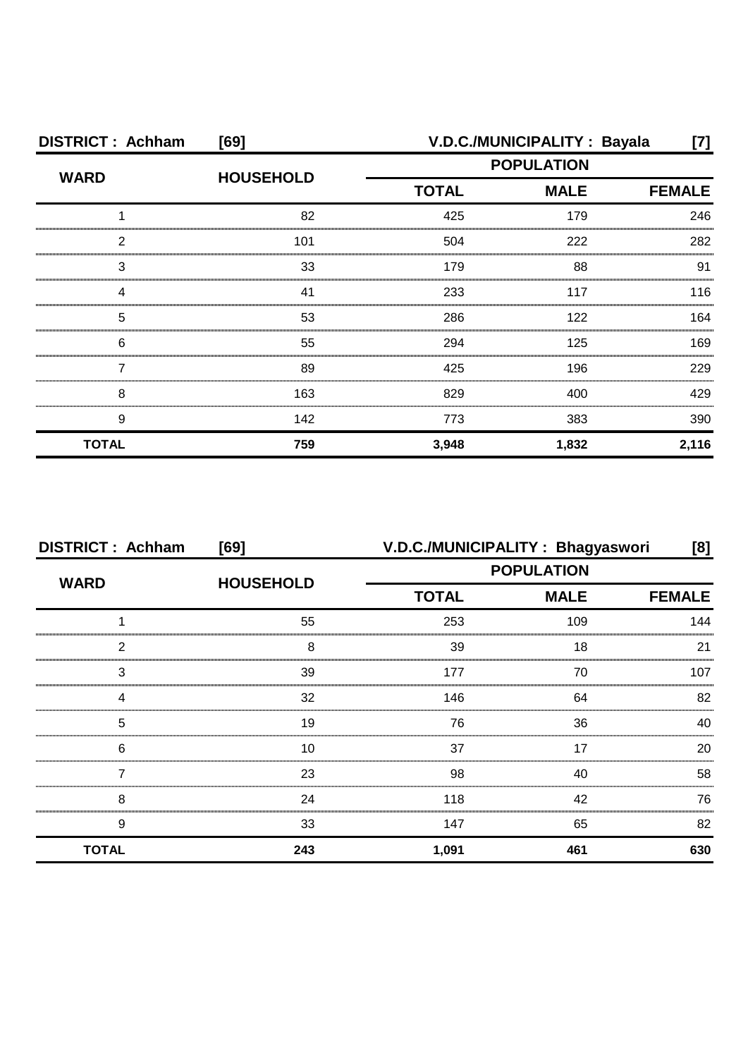**DISTRICT : Achham [69] V.D.C./MUNICIPALITY : Bayala [7]**

| WARD | HOUSEHOLD | POPULATION | | |
|---|---|---|---|---|
| | | TOTAL | MALE | FEMALE |
| 1 | 82 | 425 | 179 | 246 |
| 2 | 101 | 504 | 222 | 282 |
| 3 | 33 | 179 | 88 | 91 |
| 4 | 41 | 233 | 117 | 116 |
| 5 | 53 | 286 | 122 | 164 |
| 6 | 55 | 294 | 125 | 169 |
| 7 | 89 | 425 | 196 | 229 |
| 8 | 163 | 829 | 400 | 429 |
| 9 | 142 | 773 | 383 | 390 |
| **TOTAL** | **759** | **3,948** | **1,832** | **2,116** |

**DISTRICT : Achham [69] V.D.C./MUNICIPALITY : Bhagyaswori [8]**

| WARD | HOUSEHOLD | POPULATION | | |
|---|---|---|---|---|
| | | TOTAL | MALE | FEMALE |
| 1 | 55 | 253 | 109 | 144 |
| 2 | 8 | 39 | 18 | 21 |
| 3 | 39 | 177 | 70 | 107 |
| 4 | 32 | 146 | 64 | 82 |
| 5 | 19 | 76 | 36 | 40 |
| 6 | 10 | 37 | 17 | 20 |
| 7 | 23 | 98 | 40 | 58 |
| 8 | 24 | 118 | 42 | 76 |
| 9 | 33 | 147 | 65 | 82 |
| **TOTAL** | **243** | **1,091** | **461** | **630** |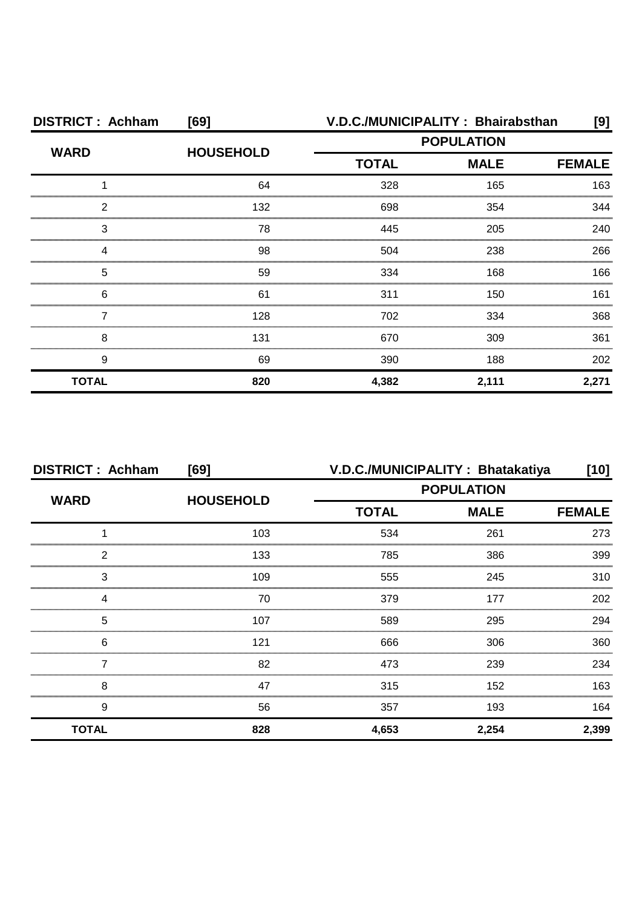| DISTRICT : Achham | [69] | V.D.C./MUNICIPALITY : Bhairabsthan | | [9] |
|---|---|---|---|---|
| WARD | HOUSEHOLD | POPULATION | | |
| | | TOTAL | MALE | FEMALE |
| 1 | 64 | 328 | 165 | 163 |
| 2 | 132 | 698 | 354 | 344 |
| 3 | 78 | 445 | 205 | 240 |
| 4 | 98 | 504 | 238 | 266 |
| 5 | 59 | 334 | 168 | 166 |
| 6 | 61 | 311 | 150 | 161 |
| 7 | 128 | 702 | 334 | 368 |
| 8 | 131 | 670 | 309 | 361 |
| 9 | 69 | 390 | 188 | 202 |
| **TOTAL** | **820** | **4,382** | **2,111** | **2,271** |

| DISTRICT : Achham | [69] | V.D.C./MUNICIPALITY : Bhatakatiya | | [10] |
|---|---|---|---|---|
| WARD | HOUSEHOLD | POPULATION | | |
| | | TOTAL | MALE | FEMALE |
| 1 | 103 | 534 | 261 | 273 |
| 2 | 133 | 785 | 386 | 399 |
| 3 | 109 | 555 | 245 | 310 |
| 4 | 70 | 379 | 177 | 202 |
| 5 | 107 | 589 | 295 | 294 |
| 6 | 121 | 666 | 306 | 360 |
| 7 | 82 | 473 | 239 | 234 |
| 8 | 47 | 315 | 152 | 163 |
| 9 | 56 | 357 | 193 | 164 |
| **TOTAL** | **828** | **4,653** | **2,254** | **2,399** |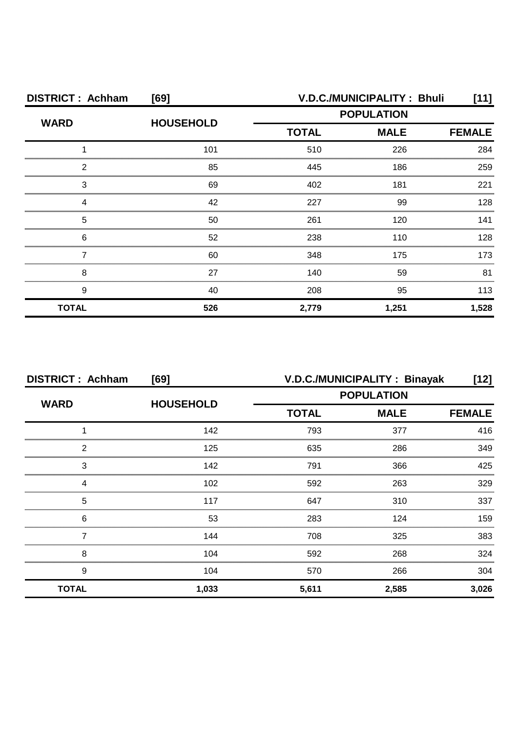**DISTRICT : Achham [69] V.D.C./MUNICIPALITY : Bhuli [11]**

| WARD | HOUSEHOLD | POPULATION | | |
|---|---|---|---|---|
| | | TOTAL | MALE | FEMALE |
| 1 | 101 | 510 | 226 | 284 |
| 2 | 85 | 445 | 186 | 259 |
| 3 | 69 | 402 | 181 | 221 |
| 4 | 42 | 227 | 99 | 128 |
| 5 | 50 | 261 | 120 | 141 |
| 6 | 52 | 238 | 110 | 128 |
| 7 | 60 | 348 | 175 | 173 |
| 8 | 27 | 140 | 59 | 81 |
| 9 | 40 | 208 | 95 | 113 |
| **TOTAL** | **526** | **2,779** | **1,251** | **1,528** |

**DISTRICT : Achham [69] V.D.C./MUNICIPALITY : Binayak [12]**

| WARD | HOUSEHOLD | POPULATION | | |
|---|---|---|---|---|
| | | TOTAL | MALE | FEMALE |
| 1 | 142 | 793 | 377 | 416 |
| 2 | 125 | 635 | 286 | 349 |
| 3 | 142 | 791 | 366 | 425 |
| 4 | 102 | 592 | 263 | 329 |
| 5 | 117 | 647 | 310 | 337 |
| 6 | 53 | 283 | 124 | 159 |
| 7 | 144 | 708 | 325 | 383 |
| 8 | 104 | 592 | 268 | 324 |
| 9 | 104 | 570 | 266 | 304 |
| **TOTAL** | **1,033** | **5,611** | **2,585** | **3,026** |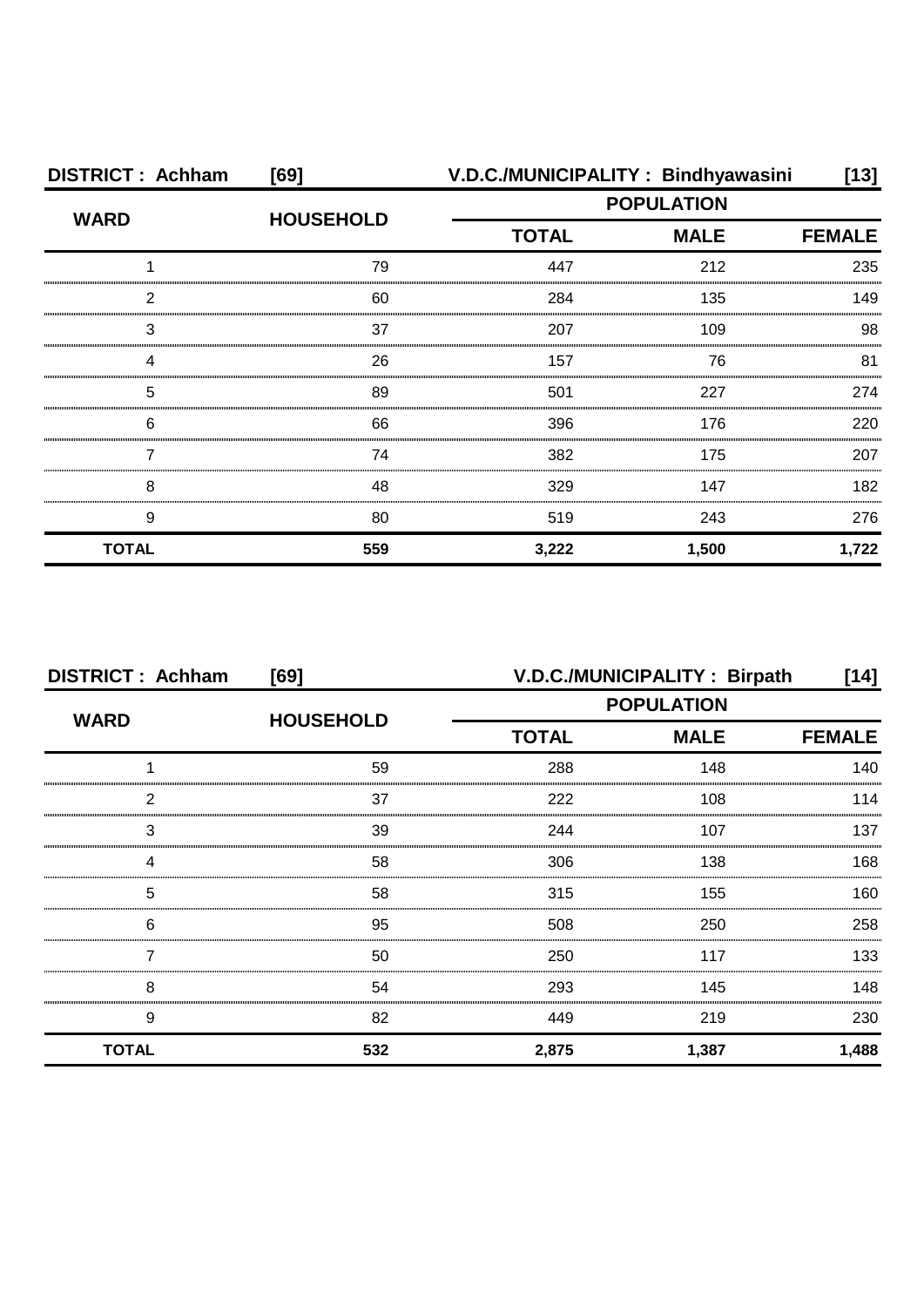**DISTRICT : Achham [69] V.D.C./MUNICIPALITY : Bindhyawasini [13]**

| WARD | HOUSEHOLD | POPULATION | | |
|---|---|---|---|---|
| | | TOTAL | MALE | FEMALE |
| 1 | 79 | 447 | 212 | 235 |
| 2 | 60 | 284 | 135 | 149 |
| 3 | 37 | 207 | 109 | 98 |
| 4 | 26 | 157 | 76 | 81 |
| 5 | 89 | 501 | 227 | 274 |
| 6 | 66 | 396 | 176 | 220 |
| 7 | 74 | 382 | 175 | 207 |
| 8 | 48 | 329 | 147 | 182 |
| 9 | 80 | 519 | 243 | 276 |
| **TOTAL** | **559** | **3,222** | **1,500** | **1,722** |

**DISTRICT : Achham [69] V.D.C./MUNICIPALITY : Birpath [14]**

| WARD | HOUSEHOLD | POPULATION | | |
|---|---|---|---|---|
| | | TOTAL | MALE | FEMALE |
| 1 | 59 | 288 | 148 | 140 |
| 2 | 37 | 222 | 108 | 114 |
| 3 | 39 | 244 | 107 | 137 |
| 4 | 58 | 306 | 138 | 168 |
| 5 | 58 | 315 | 155 | 160 |
| 6 | 95 | 508 | 250 | 258 |
| 7 | 50 | 250 | 117 | 133 |
| 8 | 54 | 293 | 145 | 148 |
| 9 | 82 | 449 | 219 | 230 |
| **TOTAL** | **532** | **2,875** | **1,387** | **1,488** |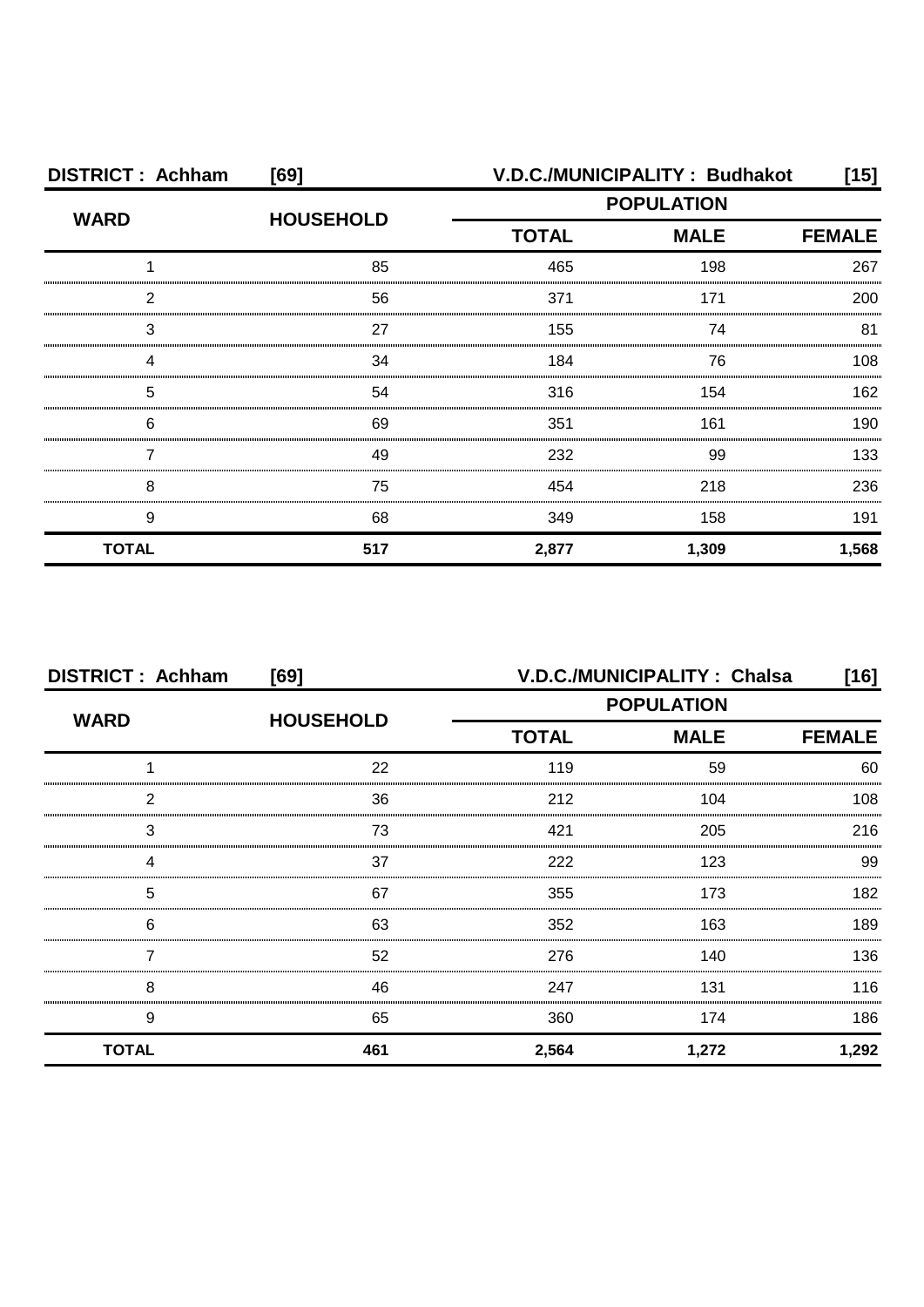| DISTRICT : Achham | [69] | V.D.C./MUNICIPALITY : Budhakot | | [15] |
|---|---|---|---|---|
| WARD | HOUSEHOLD | POPULATION | | |
| | | TOTAL | MALE | FEMALE |
| 1 | 85 | 465 | 198 | 267 |
| 2 | 56 | 371 | 171 | 200 |
| 3 | 27 | 155 | 74 | 81 |
| 4 | 34 | 184 | 76 | 108 |
| 5 | 54 | 316 | 154 | 162 |
| 6 | 69 | 351 | 161 | 190 |
| 7 | 49 | 232 | 99 | 133 |
| 8 | 75 | 454 | 218 | 236 |
| 9 | 68 | 349 | 158 | 191 |
| **TOTAL** | **517** | **2,877** | **1,309** | **1,568** |

| DISTRICT : Achham | [69] | V.D.C./MUNICIPALITY : Chalsa | | [16] |
|---|---|---|---|---|
| WARD | HOUSEHOLD | POPULATION | | |
| | | TOTAL | MALE | FEMALE |
| 1 | 22 | 119 | 59 | 60 |
| 2 | 36 | 212 | 104 | 108 |
| 3 | 73 | 421 | 205 | 216 |
| 4 | 37 | 222 | 123 | 99 |
| 5 | 67 | 355 | 173 | 182 |
| 6 | 63 | 352 | 163 | 189 |
| 7 | 52 | 276 | 140 | 136 |
| 8 | 46 | 247 | 131 | 116 |
| 9 | 65 | 360 | 174 | 186 |
| **TOTAL** | **461** | **2,564** | **1,272** | **1,292** |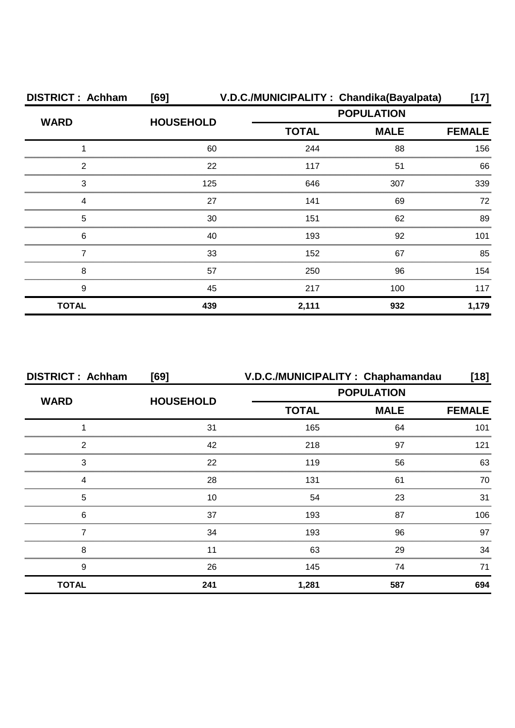**DISTRICT : Achham [69] V.D.C./MUNICIPALITY : Chandika(Bayalpata) [17]**

| WARD | HOUSEHOLD | POPULATION | | |
|---|---|---|---|---|
| | | TOTAL | MALE | FEMALE |
| 1 | 60 | 244 | 88 | 156 |
| 2 | 22 | 117 | 51 | 66 |
| 3 | 125 | 646 | 307 | 339 |
| 4 | 27 | 141 | 69 | 72 |
| 5 | 30 | 151 | 62 | 89 |
| 6 | 40 | 193 | 92 | 101 |
| 7 | 33 | 152 | 67 | 85 |
| 8 | 57 | 250 | 96 | 154 |
| 9 | 45 | 217 | 100 | 117 |
| **TOTAL** | **439** | **2,111** | **932** | **1,179** |

**DISTRICT : Achham [69] V.D.C./MUNICIPALITY : Chaphamandau [18]**

| WARD | HOUSEHOLD | POPULATION | | |
|---|---|---|---|---|
| | | TOTAL | MALE | FEMALE |
| 1 | 31 | 165 | 64 | 101 |
| 2 | 42 | 218 | 97 | 121 |
| 3 | 22 | 119 | 56 | 63 |
| 4 | 28 | 131 | 61 | 70 |
| 5 | 10 | 54 | 23 | 31 |
| 6 | 37 | 193 | 87 | 106 |
| 7 | 34 | 193 | 96 | 97 |
| 8 | 11 | 63 | 29 | 34 |
| 9 | 26 | 145 | 74 | 71 |
| **TOTAL** | **241** | **1,281** | **587** | **694** |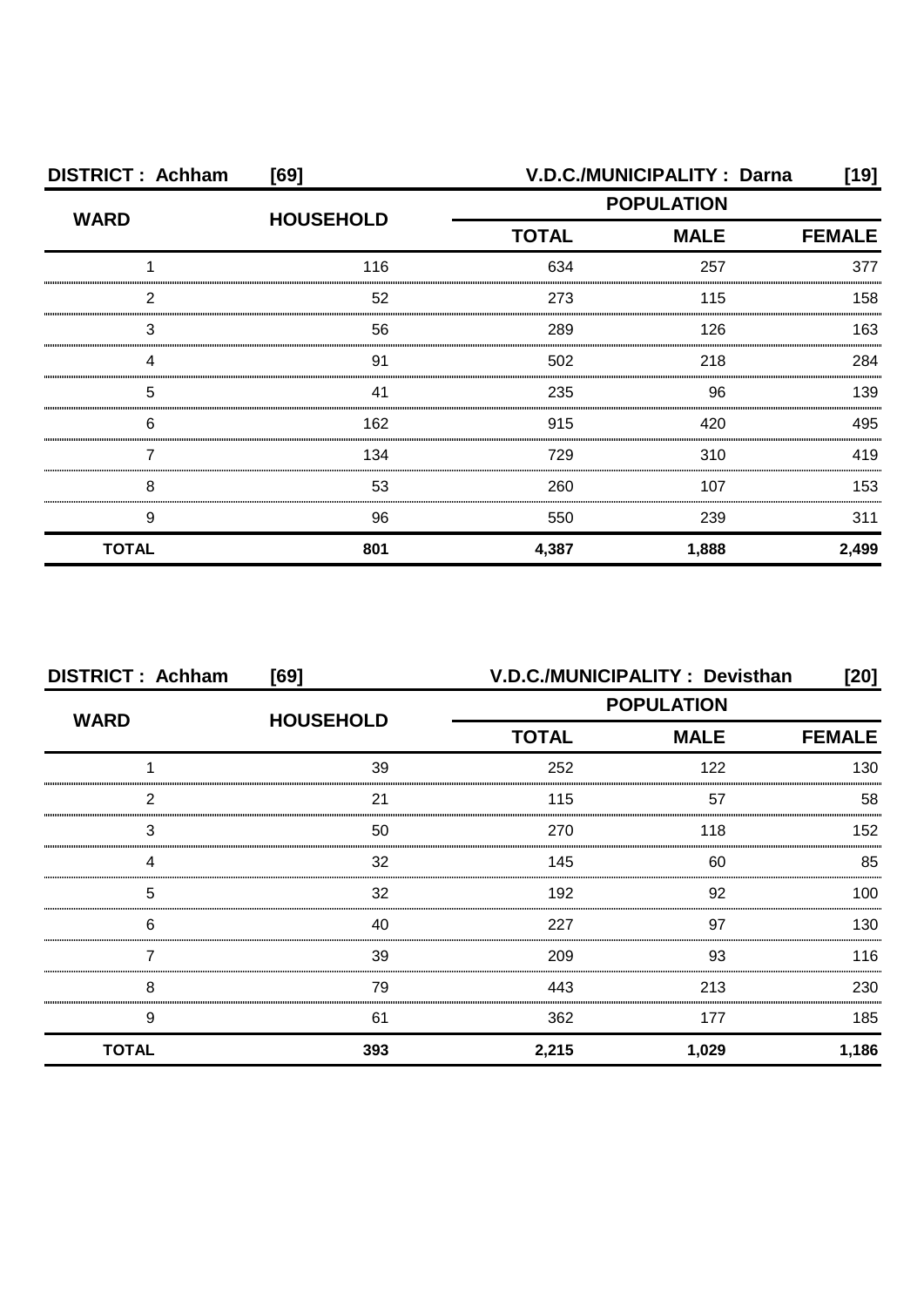**DISTRICT : Achham [69] V.D.C./MUNICIPALITY : Darna [19]**

| WARD | HOUSEHOLD | POPULATION | | |
|---|---|---|---|---|
| | | TOTAL | MALE | FEMALE |
| 1 | 116 | 634 | 257 | 377 |
| 2 | 52 | 273 | 115 | 158 |
| 3 | 56 | 289 | 126 | 163 |
| 4 | 91 | 502 | 218 | 284 |
| 5 | 41 | 235 | 96 | 139 |
| 6 | 162 | 915 | 420 | 495 |
| 7 | 134 | 729 | 310 | 419 |
| 8 | 53 | 260 | 107 | 153 |
| 9 | 96 | 550 | 239 | 311 |
| **TOTAL** | **801** | **4,387** | **1,888** | **2,499** |

**DISTRICT : Achham [69] V.D.C./MUNICIPALITY : Devisthan [20]**

| WARD | HOUSEHOLD | POPULATION | | |
|---|---|---|---|---|
| | | TOTAL | MALE | FEMALE |
| 1 | 39 | 252 | 122 | 130 |
| 2 | 21 | 115 | 57 | 58 |
| 3 | 50 | 270 | 118 | 152 |
| 4 | 32 | 145 | 60 | 85 |
| 5 | 32 | 192 | 92 | 100 |
| 6 | 40 | 227 | 97 | 130 |
| 7 | 39 | 209 | 93 | 116 |
| 8 | 79 | 443 | 213 | 230 |
| 9 | 61 | 362 | 177 | 185 |
| **TOTAL** | **393** | **2,215** | **1,029** | **1,186** |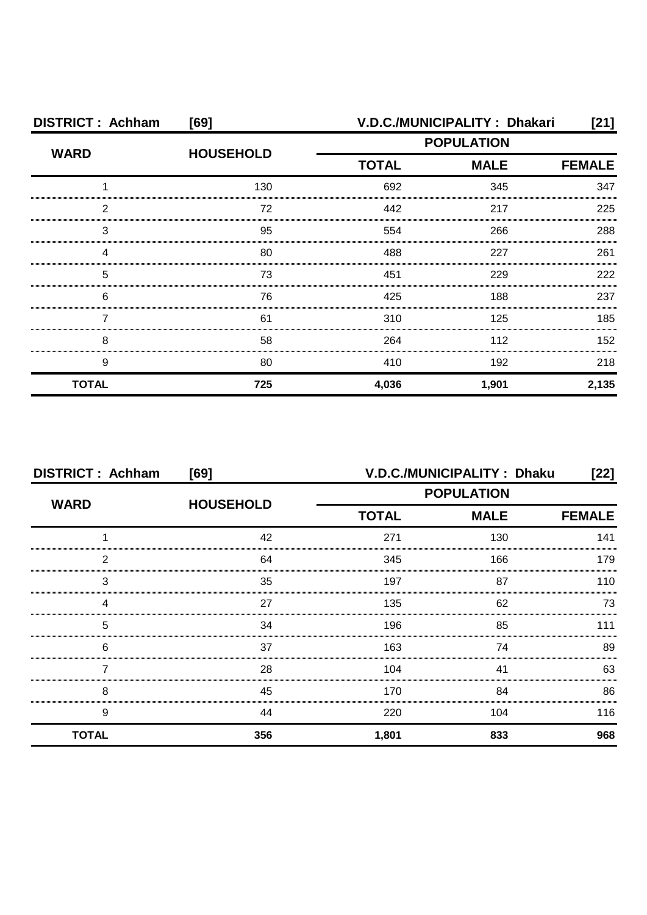**DISTRICT : Achham [69] V.D.C./MUNICIPALITY : Dhakari [21]**

| WARD | HOUSEHOLD | POPULATION | | |
|---|---|---|---|---|
| | | TOTAL | MALE | FEMALE |
| 1 | 130 | 692 | 345 | 347 |
| 2 | 72 | 442 | 217 | 225 |
| 3 | 95 | 554 | 266 | 288 |
| 4 | 80 | 488 | 227 | 261 |
| 5 | 73 | 451 | 229 | 222 |
| 6 | 76 | 425 | 188 | 237 |
| 7 | 61 | 310 | 125 | 185 |
| 8 | 58 | 264 | 112 | 152 |
| 9 | 80 | 410 | 192 | 218 |
| **TOTAL** | **725** | **4,036** | **1,901** | **2,135** |

**DISTRICT : Achham [69] V.D.C./MUNICIPALITY : Dhaku [22]**

| WARD | HOUSEHOLD | POPULATION | | |
|---|---|---|---|---|
| | | TOTAL | MALE | FEMALE |
| 1 | 42 | 271 | 130 | 141 |
| 2 | 64 | 345 | 166 | 179 |
| 3 | 35 | 197 | 87 | 110 |
| 4 | 27 | 135 | 62 | 73 |
| 5 | 34 | 196 | 85 | 111 |
| 6 | 37 | 163 | 74 | 89 |
| 7 | 28 | 104 | 41 | 63 |
| 8 | 45 | 170 | 84 | 86 |
| 9 | 44 | 220 | 104 | 116 |
| **TOTAL** | **356** | **1,801** | **833** | **968** |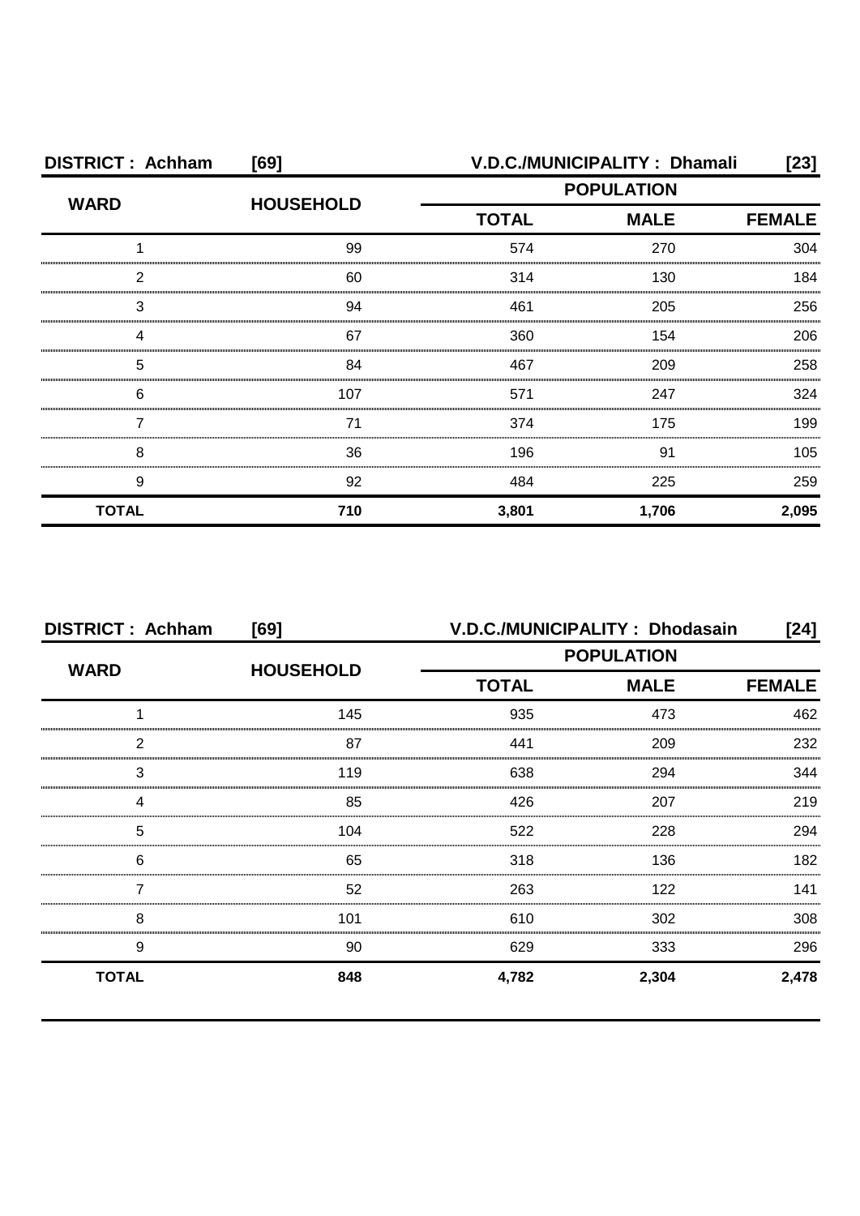**DISTRICT : Achham [69] V.D.C./MUNICIPALITY : Dhamali [23]**

| WARD | HOUSEHOLD | POPULATION | | |
|---|---|---|---|---|
| | | TOTAL | MALE | FEMALE |
| 1 | 99 | 574 | 270 | 304 |
| 2 | 60 | 314 | 130 | 184 |
| 3 | 94 | 461 | 205 | 256 |
| 4 | 67 | 360 | 154 | 206 |
| 5 | 84 | 467 | 209 | 258 |
| 6 | 107 | 571 | 247 | 324 |
| 7 | 71 | 374 | 175 | 199 |
| 8 | 36 | 196 | 91 | 105 |
| 9 | 92 | 484 | 225 | 259 |
| **TOTAL** | **710** | **3,801** | **1,706** | **2,095** |

**DISTRICT : Achham [69] V.D.C./MUNICIPALITY : Dhodasain [24]**

| WARD | HOUSEHOLD | POPULATION | | |
|---|---|---|---|---|
| | | TOTAL | MALE | FEMALE |
| 1 | 145 | 935 | 473 | 462 |
| 2 | 87 | 441 | 209 | 232 |
| 3 | 119 | 638 | 294 | 344 |
| 4 | 85 | 426 | 207 | 219 |
| 5 | 104 | 522 | 228 | 294 |
| 6 | 65 | 318 | 136 | 182 |
| 7 | 52 | 263 | 122 | 141 |
| 8 | 101 | 610 | 302 | 308 |
| 9 | 90 | 629 | 333 | 296 |
| **TOTAL** | **848** | **4,782** | **2,304** | **2,478** |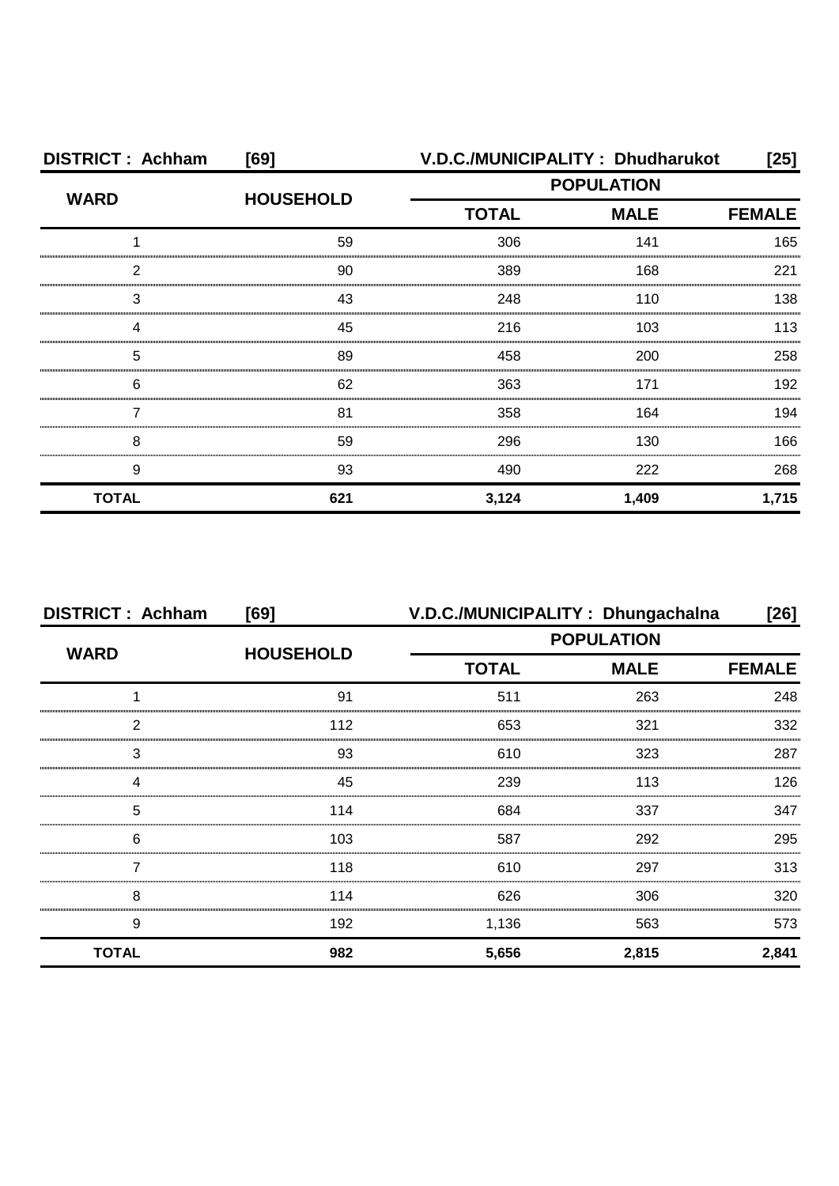**DISTRICT : Achham [69] V.D.C./MUNICIPALITY : Dhudharukot [25]**

| WARD | HOUSEHOLD | POPULATION | | |
|---|---|---|---|---|
| | | TOTAL | MALE | FEMALE |
| 1 | 59 | 306 | 141 | 165 |
| 2 | 90 | 389 | 168 | 221 |
| 3 | 43 | 248 | 110 | 138 |
| 4 | 45 | 216 | 103 | 113 |
| 5 | 89 | 458 | 200 | 258 |
| 6 | 62 | 363 | 171 | 192 |
| 7 | 81 | 358 | 164 | 194 |
| 8 | 59 | 296 | 130 | 166 |
| 9 | 93 | 490 | 222 | 268 |
| **TOTAL** | **621** | **3,124** | **1,409** | **1,715** |

**DISTRICT : Achham [69] V.D.C./MUNICIPALITY : Dhungachalna [26]**

| WARD | HOUSEHOLD | POPULATION | | |
|---|---|---|---|---|
| | | TOTAL | MALE | FEMALE |
| 1 | 91 | 511 | 263 | 248 |
| 2 | 112 | 653 | 321 | 332 |
| 3 | 93 | 610 | 323 | 287 |
| 4 | 45 | 239 | 113 | 126 |
| 5 | 114 | 684 | 337 | 347 |
| 6 | 103 | 587 | 292 | 295 |
| 7 | 118 | 610 | 297 | 313 |
| 8 | 114 | 626 | 306 | 320 |
| 9 | 192 | 1,136 | 563 | 573 |
| **TOTAL** | **982** | **5,656** | **2,815** | **2,841** |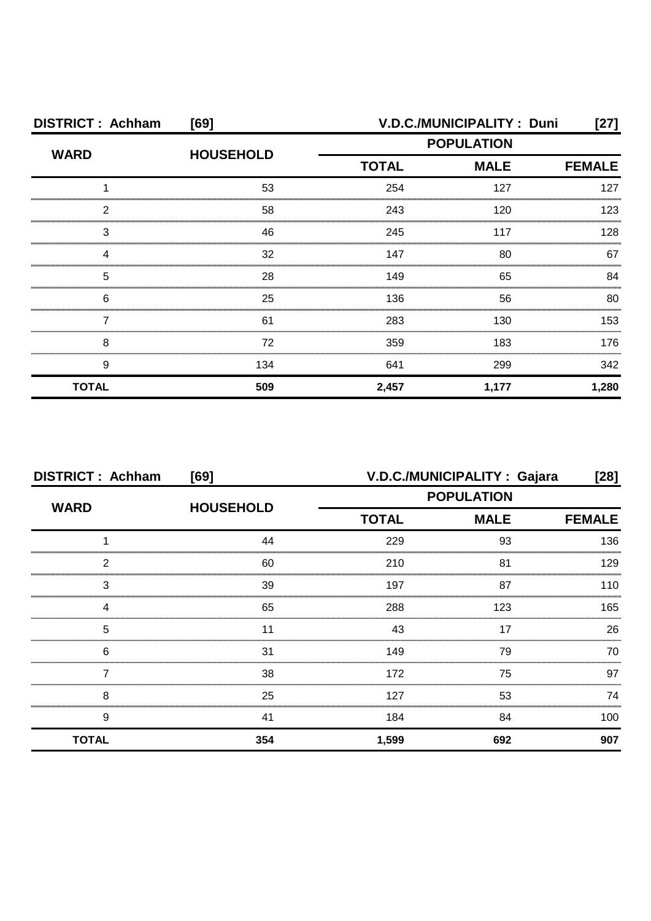**DISTRICT : Achham [69] V.D.C./MUNICIPALITY : Duni [27]**

| WARD | HOUSEHOLD | POPULATION | | |
|---|---|---|---|---|
| | | TOTAL | MALE | FEMALE |
| 1 | 53 | 254 | 127 | 127 |
| 2 | 58 | 243 | 120 | 123 |
| 3 | 46 | 245 | 117 | 128 |
| 4 | 32 | 147 | 80 | 67 |
| 5 | 28 | 149 | 65 | 84 |
| 6 | 25 | 136 | 56 | 80 |
| 7 | 61 | 283 | 130 | 153 |
| 8 | 72 | 359 | 183 | 176 |
| 9 | 134 | 641 | 299 | 342 |
| **TOTAL** | **509** | **2,457** | **1,177** | **1,280** |

**DISTRICT : Achham [69] V.D.C./MUNICIPALITY : Gajara [28]**

| WARD | HOUSEHOLD | POPULATION | | |
|---|---|---|---|---|
| | | TOTAL | MALE | FEMALE |
| 1 | 44 | 229 | 93 | 136 |
| 2 | 60 | 210 | 81 | 129 |
| 3 | 39 | 197 | 87 | 110 |
| 4 | 65 | 288 | 123 | 165 |
| 5 | 11 | 43 | 17 | 26 |
| 6 | 31 | 149 | 79 | 70 |
| 7 | 38 | 172 | 75 | 97 |
| 8 | 25 | 127 | 53 | 74 |
| 9 | 41 | 184 | 84 | 100 |
| **TOTAL** | **354** | **1,599** | **692** | **907** |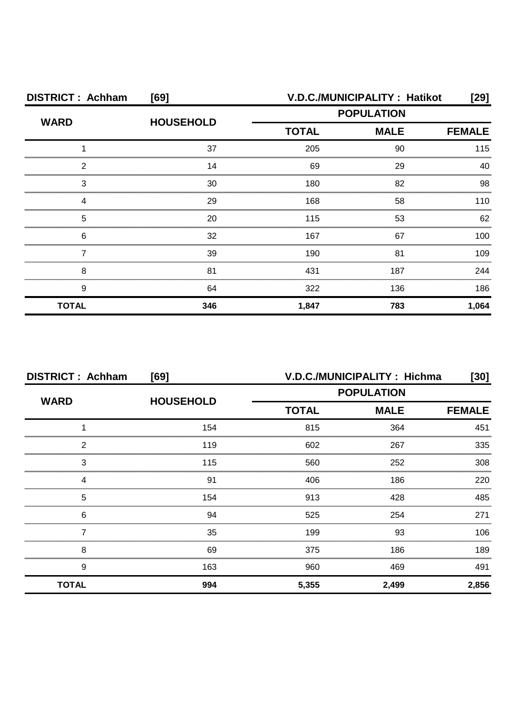**DISTRICT : Achham [69]** **V.D.C./MUNICIPALITY : Hatikot [29]**

| WARD | HOUSEHOLD | POPULATION | | |
|---|---|---|---|---|
| | | TOTAL | MALE | FEMALE |
| 1 | 37 | 205 | 90 | 115 |
| 2 | 14 | 69 | 29 | 40 |
| 3 | 30 | 180 | 82 | 98 |
| 4 | 29 | 168 | 58 | 110 |
| 5 | 20 | 115 | 53 | 62 |
| 6 | 32 | 167 | 67 | 100 |
| 7 | 39 | 190 | 81 | 109 |
| 8 | 81 | 431 | 187 | 244 |
| 9 | 64 | 322 | 136 | 186 |
| **TOTAL** | **346** | **1,847** | **783** | **1,064** |

**DISTRICT : Achham [69]** **V.D.C./MUNICIPALITY : Hichma [30]**

| WARD | HOUSEHOLD | POPULATION | | |
|---|---|---|---|---|
| | | TOTAL | MALE | FEMALE |
| 1 | 154 | 815 | 364 | 451 |
| 2 | 119 | 602 | 267 | 335 |
| 3 | 115 | 560 | 252 | 308 |
| 4 | 91 | 406 | 186 | 220 |
| 5 | 154 | 913 | 428 | 485 |
| 6 | 94 | 525 | 254 | 271 |
| 7 | 35 | 199 | 93 | 106 |
| 8 | 69 | 375 | 186 | 189 |
| 9 | 163 | 960 | 469 | 491 |
| **TOTAL** | **994** | **5,355** | **2,499** | **2,856** |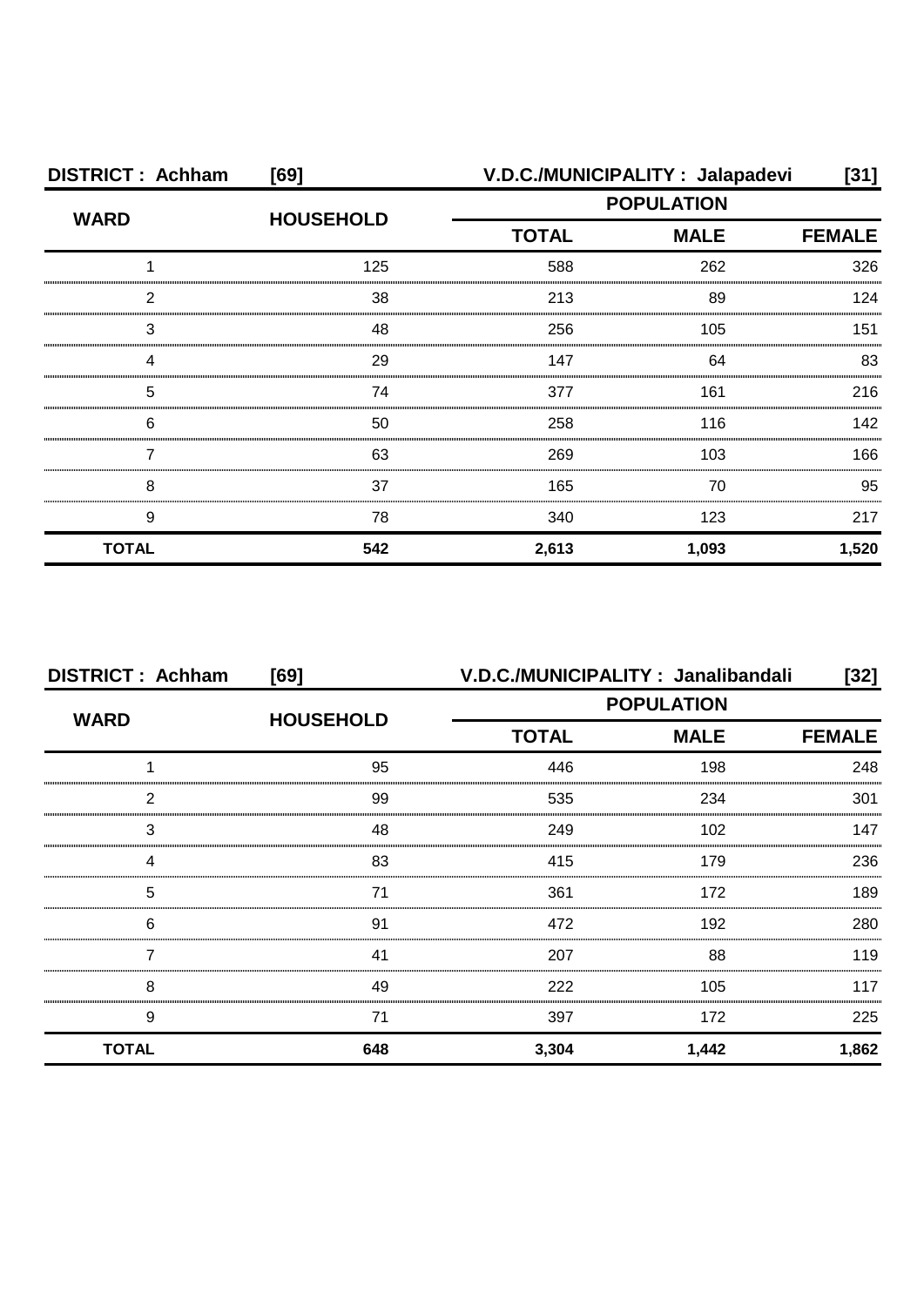| DISTRICT : Achham | [69] | V.D.C./MUNICIPALITY : Jalapadevi | | [31] |
|---|---|---|---|---|
| WARD | HOUSEHOLD | POPULATION | | |
| | | TOTAL | MALE | FEMALE |
| 1 | 125 | 588 | 262 | 326 |
| 2 | 38 | 213 | 89 | 124 |
| 3 | 48 | 256 | 105 | 151 |
| 4 | 29 | 147 | 64 | 83 |
| 5 | 74 | 377 | 161 | 216 |
| 6 | 50 | 258 | 116 | 142 |
| 7 | 63 | 269 | 103 | 166 |
| 8 | 37 | 165 | 70 | 95 |
| 9 | 78 | 340 | 123 | 217 |
| **TOTAL** | **542** | **2,613** | **1,093** | **1,520** |

| DISTRICT : Achham | [69] | V.D.C./MUNICIPALITY : Janalibandali | | [32] |
|---|---|---|---|---|
| WARD | HOUSEHOLD | POPULATION | | |
| | | TOTAL | MALE | FEMALE |
| 1 | 95 | 446 | 198 | 248 |
| 2 | 99 | 535 | 234 | 301 |
| 3 | 48 | 249 | 102 | 147 |
| 4 | 83 | 415 | 179 | 236 |
| 5 | 71 | 361 | 172 | 189 |
| 6 | 91 | 472 | 192 | 280 |
| 7 | 41 | 207 | 88 | 119 |
| 8 | 49 | 222 | 105 | 117 |
| 9 | 71 | 397 | 172 | 225 |
| **TOTAL** | **648** | **3,304** | **1,442** | **1,862** |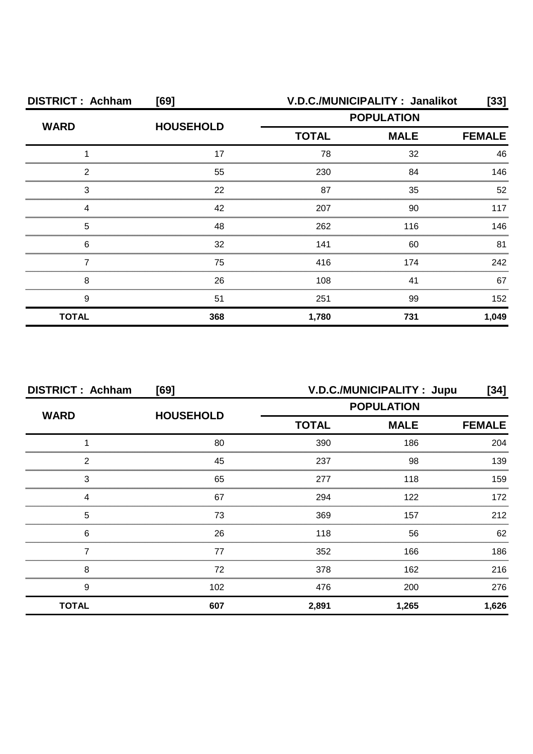**DISTRICT : Achham [69] V.D.C./MUNICIPALITY : Janalikot [33]**

| WARD | HOUSEHOLD | POPULATION | | |
|---|---|---|---|---|
| | | TOTAL | MALE | FEMALE |
| 1 | 17 | 78 | 32 | 46 |
| 2 | 55 | 230 | 84 | 146 |
| 3 | 22 | 87 | 35 | 52 |
| 4 | 42 | 207 | 90 | 117 |
| 5 | 48 | 262 | 116 | 146 |
| 6 | 32 | 141 | 60 | 81 |
| 7 | 75 | 416 | 174 | 242 |
| 8 | 26 | 108 | 41 | 67 |
| 9 | 51 | 251 | 99 | 152 |
| **TOTAL** | **368** | **1,780** | **731** | **1,049** |

**DISTRICT : Achham [69] V.D.C./MUNICIPALITY : Jupu [34]**

| WARD | HOUSEHOLD | POPULATION | | |
|---|---|---|---|---|
| | | TOTAL | MALE | FEMALE |
| 1 | 80 | 390 | 186 | 204 |
| 2 | 45 | 237 | 98 | 139 |
| 3 | 65 | 277 | 118 | 159 |
| 4 | 67 | 294 | 122 | 172 |
| 5 | 73 | 369 | 157 | 212 |
| 6 | 26 | 118 | 56 | 62 |
| 7 | 77 | 352 | 166 | 186 |
| 8 | 72 | 378 | 162 | 216 |
| 9 | 102 | 476 | 200 | 276 |
| **TOTAL** | **607** | **2,891** | **1,265** | **1,626** |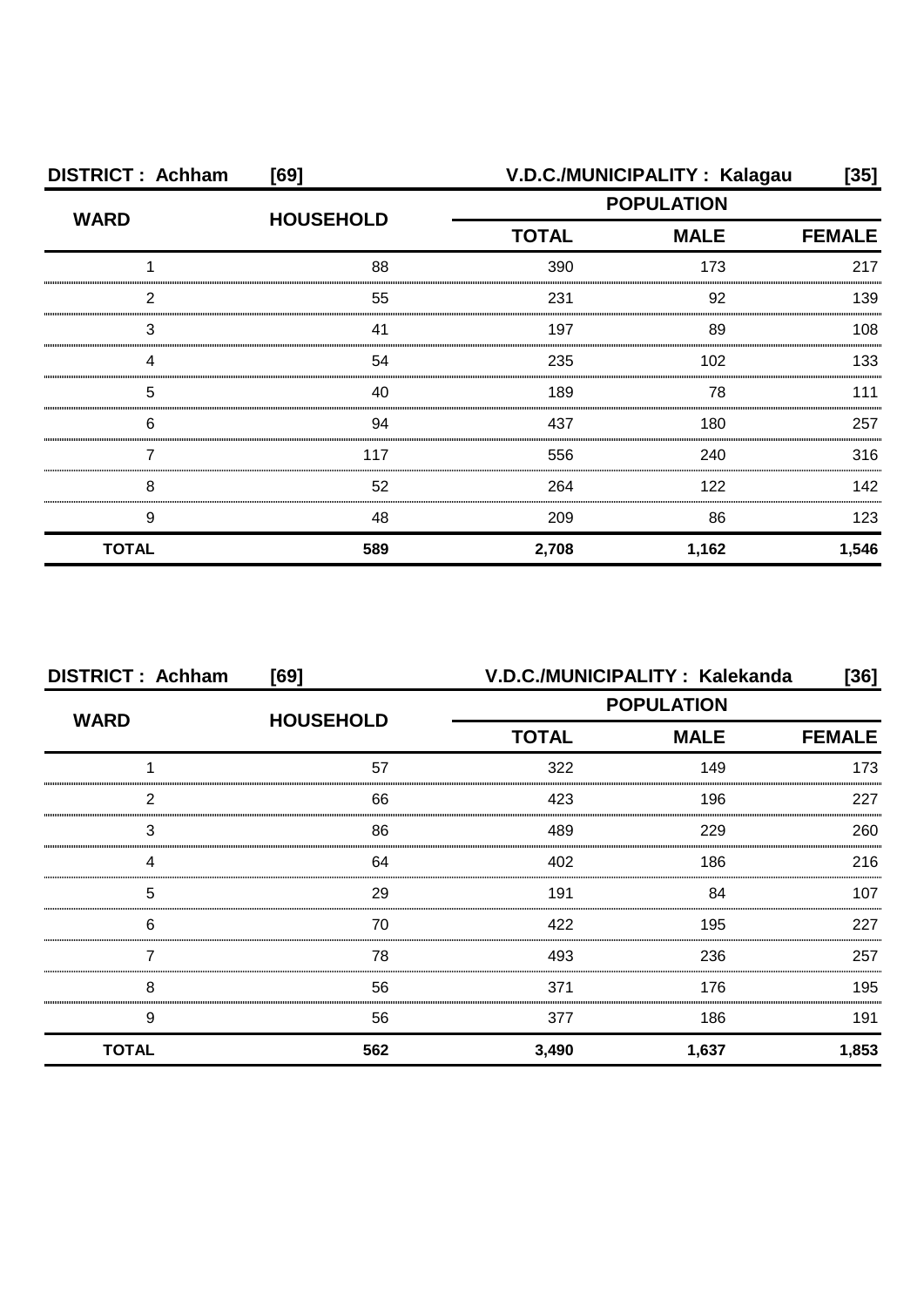**DISTRICT : Achham [69] V.D.C./MUNICIPALITY : Kalagau [35]**

| WARD | HOUSEHOLD | POPULATION | | |
|---|---|---|---|---|
| | | TOTAL | MALE | FEMALE |
| 1 | 88 | 390 | 173 | 217 |
| 2 | 55 | 231 | 92 | 139 |
| 3 | 41 | 197 | 89 | 108 |
| 4 | 54 | 235 | 102 | 133 |
| 5 | 40 | 189 | 78 | 111 |
| 6 | 94 | 437 | 180 | 257 |
| 7 | 117 | 556 | 240 | 316 |
| 8 | 52 | 264 | 122 | 142 |
| 9 | 48 | 209 | 86 | 123 |
| **TOTAL** | **589** | **2,708** | **1,162** | **1,546** |

**DISTRICT : Achham [69] V.D.C./MUNICIPALITY : Kalekanda [36]**

| WARD | HOUSEHOLD | POPULATION | | |
|---|---|---|---|---|
| | | TOTAL | MALE | FEMALE |
| 1 | 57 | 322 | 149 | 173 |
| 2 | 66 | 423 | 196 | 227 |
| 3 | 86 | 489 | 229 | 260 |
| 4 | 64 | 402 | 186 | 216 |
| 5 | 29 | 191 | 84 | 107 |
| 6 | 70 | 422 | 195 | 227 |
| 7 | 78 | 493 | 236 | 257 |
| 8 | 56 | 371 | 176 | 195 |
| 9 | 56 | 377 | 186 | 191 |
| **TOTAL** | **562** | **3,490** | **1,637** | **1,853** |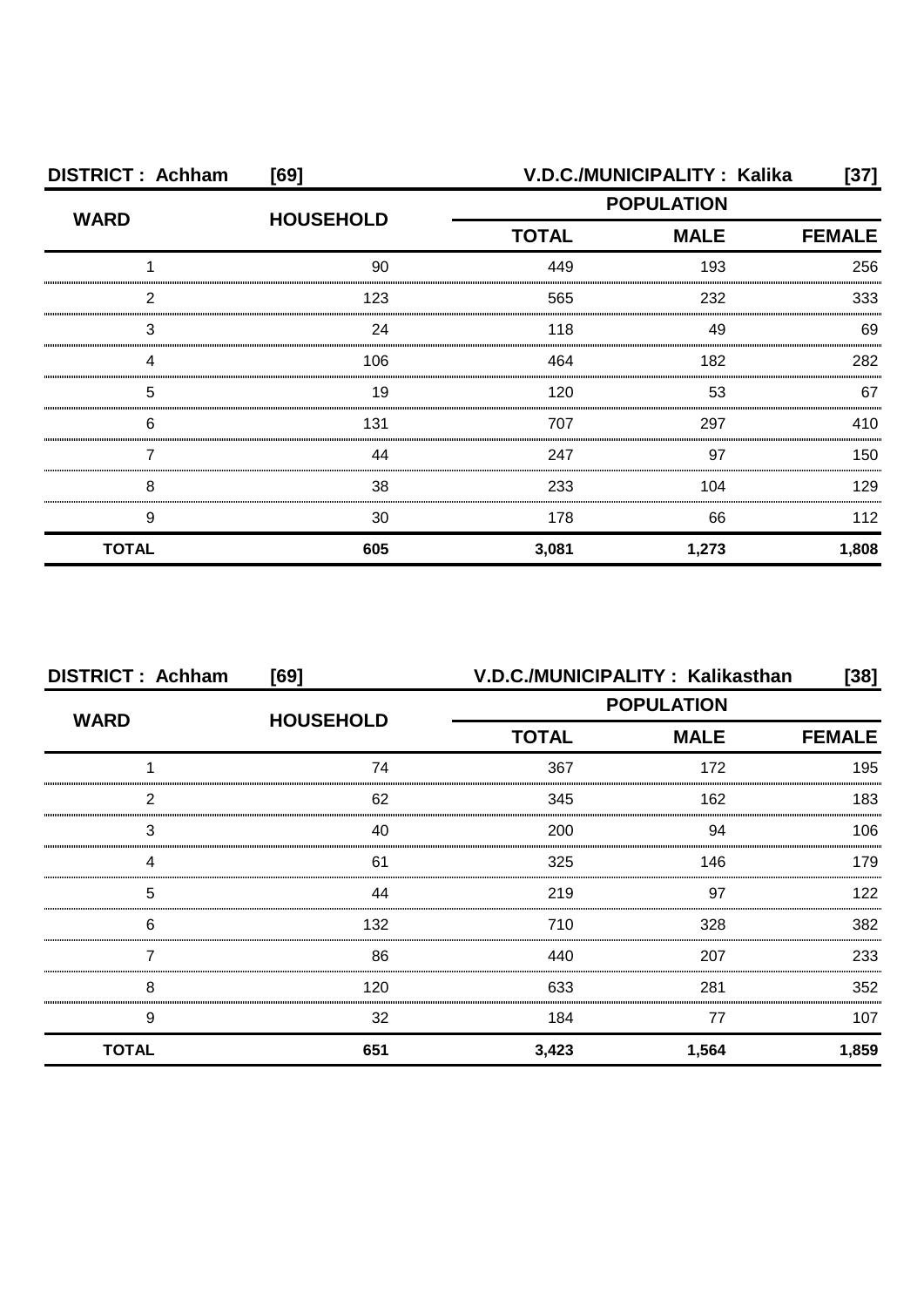**DISTRICT : Achham [69] V.D.C./MUNICIPALITY : Kalika [37]**

| WARD | HOUSEHOLD | POPULATION | | |
|---|---|---|---|---|
| | | TOTAL | MALE | FEMALE |
| 1 | 90 | 449 | 193 | 256 |
| 2 | 123 | 565 | 232 | 333 |
| 3 | 24 | 118 | 49 | 69 |
| 4 | 106 | 464 | 182 | 282 |
| 5 | 19 | 120 | 53 | 67 |
| 6 | 131 | 707 | 297 | 410 |
| 7 | 44 | 247 | 97 | 150 |
| 8 | 38 | 233 | 104 | 129 |
| 9 | 30 | 178 | 66 | 112 |
| **TOTAL** | **605** | **3,081** | **1,273** | **1,808** |

**DISTRICT : Achham [69] V.D.C./MUNICIPALITY : Kalikasthan [38]**

| WARD | HOUSEHOLD | POPULATION | | |
|---|---|---|---|---|
| | | TOTAL | MALE | FEMALE |
| 1 | 74 | 367 | 172 | 195 |
| 2 | 62 | 345 | 162 | 183 |
| 3 | 40 | 200 | 94 | 106 |
| 4 | 61 | 325 | 146 | 179 |
| 5 | 44 | 219 | 97 | 122 |
| 6 | 132 | 710 | 328 | 382 |
| 7 | 86 | 440 | 207 | 233 |
| 8 | 120 | 633 | 281 | 352 |
| 9 | 32 | 184 | 77 | 107 |
| **TOTAL** | **651** | **3,423** | **1,564** | **1,859** |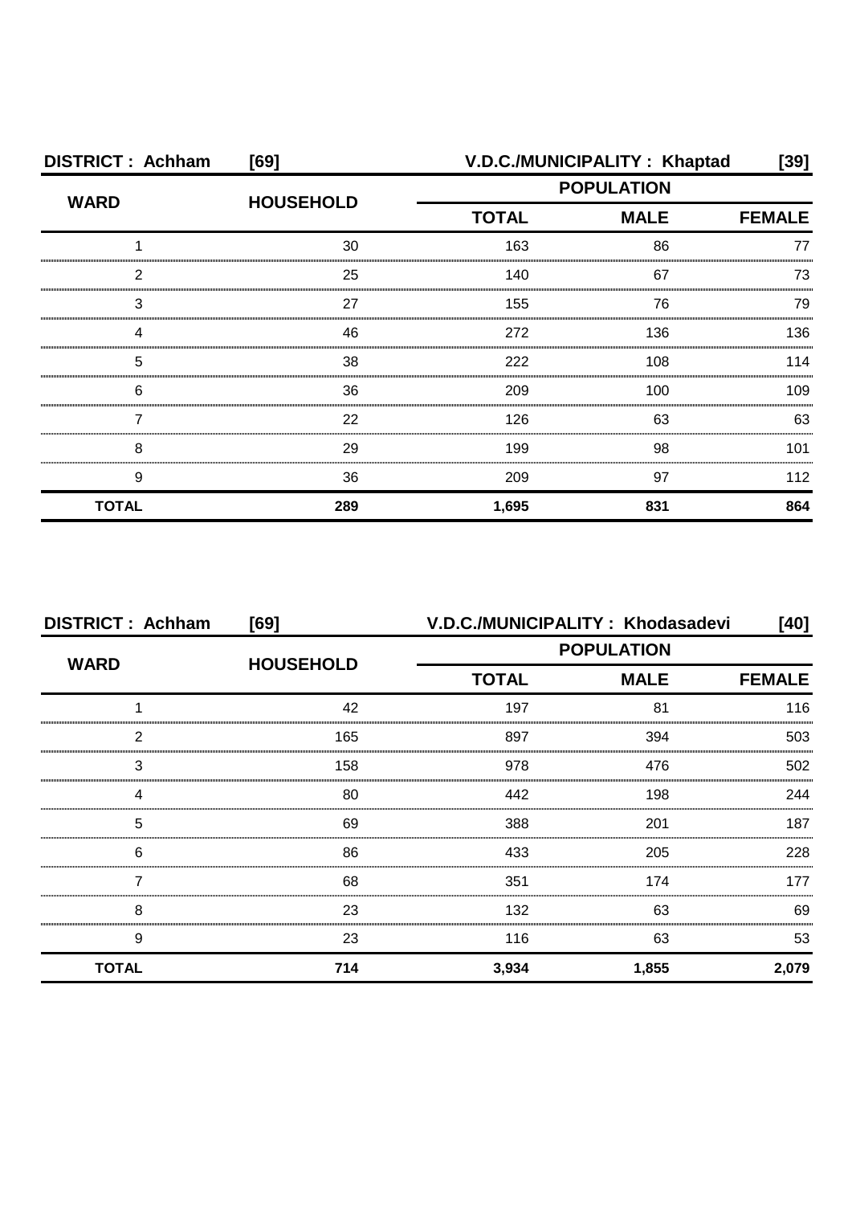| DISTRICT : Achham | [69] | V.D.C./MUNICIPALITY : Khaptad | | [39] |
|---|---|---|---|---|
| WARD | HOUSEHOLD | POPULATION | | |
| | | TOTAL | MALE | FEMALE |
| 1 | 30 | 163 | 86 | 77 |
| 2 | 25 | 140 | 67 | 73 |
| 3 | 27 | 155 | 76 | 79 |
| 4 | 46 | 272 | 136 | 136 |
| 5 | 38 | 222 | 108 | 114 |
| 6 | 36 | 209 | 100 | 109 |
| 7 | 22 | 126 | 63 | 63 |
| 8 | 29 | 199 | 98 | 101 |
| 9 | 36 | 209 | 97 | 112 |
| **TOTAL** | **289** | **1,695** | **831** | **864** |

| DISTRICT : Achham | [69] | V.D.C./MUNICIPALITY : Khodasadevi | | [40] |
|---|---|---|---|---|
| WARD | HOUSEHOLD | POPULATION | | |
| | | TOTAL | MALE | FEMALE |
| 1 | 42 | 197 | 81 | 116 |
| 2 | 165 | 897 | 394 | 503 |
| 3 | 158 | 978 | 476 | 502 |
| 4 | 80 | 442 | 198 | 244 |
| 5 | 69 | 388 | 201 | 187 |
| 6 | 86 | 433 | 205 | 228 |
| 7 | 68 | 351 | 174 | 177 |
| 8 | 23 | 132 | 63 | 69 |
| 9 | 23 | 116 | 63 | 53 |
| **TOTAL** | **714** | **3,934** | **1,855** | **2,079** |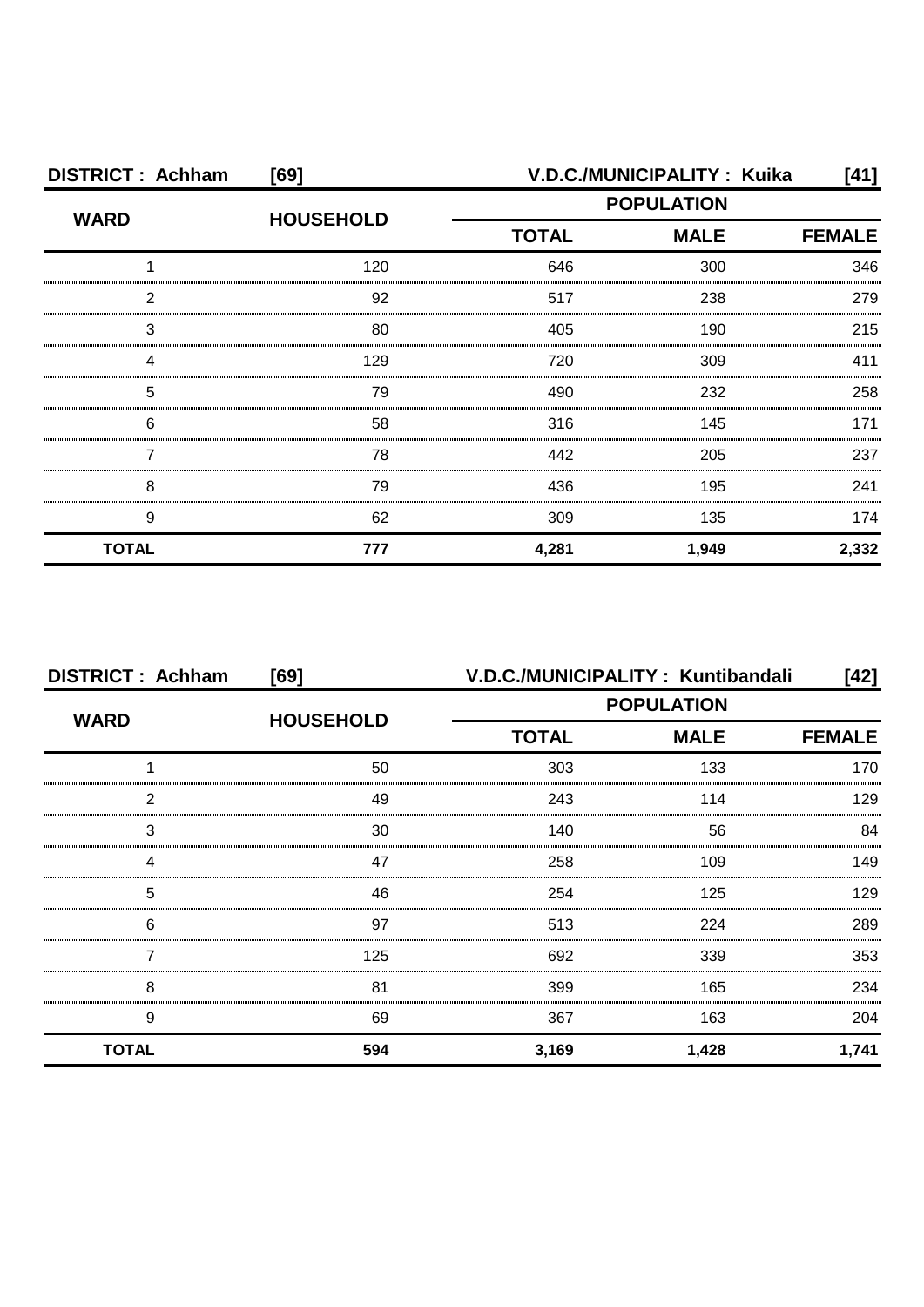**DISTRICT : Achham [69] V.D.C./MUNICIPALITY : Kuika [41]**

| WARD | HOUSEHOLD | POPULATION | | |
|---|---|---|---|---|
| | | TOTAL | MALE | FEMALE |
| 1 | 120 | 646 | 300 | 346 |
| 2 | 92 | 517 | 238 | 279 |
| 3 | 80 | 405 | 190 | 215 |
| 4 | 129 | 720 | 309 | 411 |
| 5 | 79 | 490 | 232 | 258 |
| 6 | 58 | 316 | 145 | 171 |
| 7 | 78 | 442 | 205 | 237 |
| 8 | 79 | 436 | 195 | 241 |
| 9 | 62 | 309 | 135 | 174 |
| **TOTAL** | **777** | **4,281** | **1,949** | **2,332** |

**DISTRICT : Achham [69] V.D.C./MUNICIPALITY : Kuntibandali [42]**

| WARD | HOUSEHOLD | POPULATION | | |
|---|---|---|---|---|
| | | TOTAL | MALE | FEMALE |
| 1 | 50 | 303 | 133 | 170 |
| 2 | 49 | 243 | 114 | 129 |
| 3 | 30 | 140 | 56 | 84 |
| 4 | 47 | 258 | 109 | 149 |
| 5 | 46 | 254 | 125 | 129 |
| 6 | 97 | 513 | 224 | 289 |
| 7 | 125 | 692 | 339 | 353 |
| 8 | 81 | 399 | 165 | 234 |
| 9 | 69 | 367 | 163 | 204 |
| **TOTAL** | **594** | **3,169** | **1,428** | **1,741** |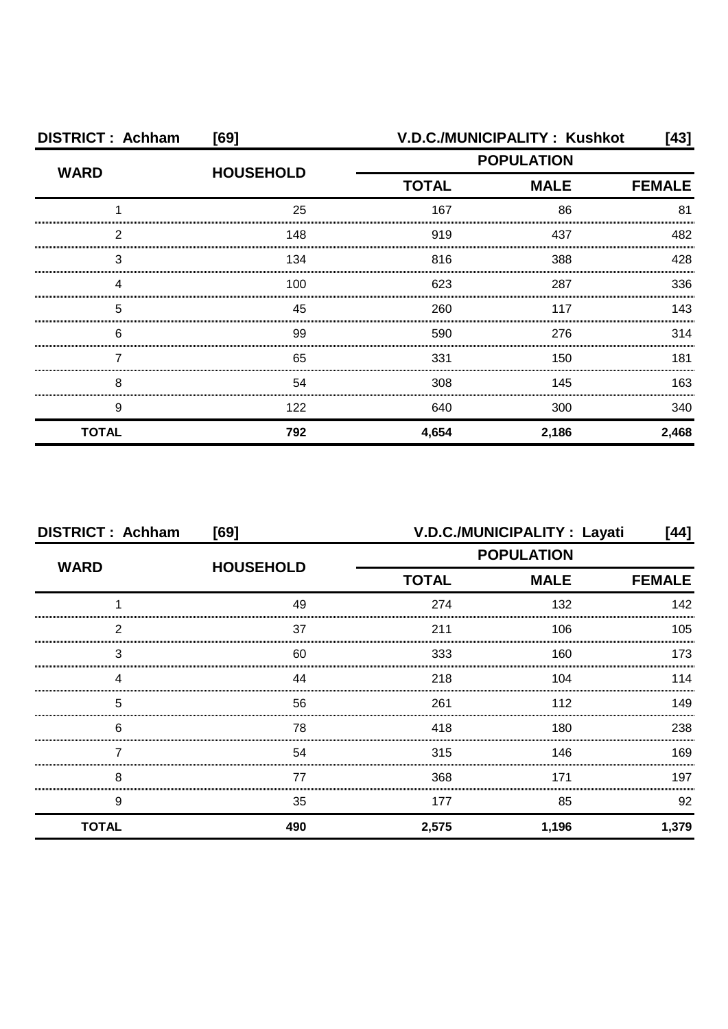| DISTRICT : Achham | [69] | V.D.C./MUNICIPALITY : Kushkot | | [43] |
|---|---|---|---|---|
| WARD | HOUSEHOLD | POPULATION | | |
| | | TOTAL | MALE | FEMALE |
| 1 | 25 | 167 | 86 | 81 |
| 2 | 148 | 919 | 437 | 482 |
| 3 | 134 | 816 | 388 | 428 |
| 4 | 100 | 623 | 287 | 336 |
| 5 | 45 | 260 | 117 | 143 |
| 6 | 99 | 590 | 276 | 314 |
| 7 | 65 | 331 | 150 | 181 |
| 8 | 54 | 308 | 145 | 163 |
| 9 | 122 | 640 | 300 | 340 |
| **TOTAL** | **792** | **4,654** | **2,186** | **2,468** |

| DISTRICT : Achham | [69] | V.D.C./MUNICIPALITY : Layati | | [44] |
|---|---|---|---|---|
| WARD | HOUSEHOLD | POPULATION | | |
| | | TOTAL | MALE | FEMALE |
| 1 | 49 | 274 | 132 | 142 |
| 2 | 37 | 211 | 106 | 105 |
| 3 | 60 | 333 | 160 | 173 |
| 4 | 44 | 218 | 104 | 114 |
| 5 | 56 | 261 | 112 | 149 |
| 6 | 78 | 418 | 180 | 238 |
| 7 | 54 | 315 | 146 | 169 |
| 8 | 77 | 368 | 171 | 197 |
| 9 | 35 | 177 | 85 | 92 |
| **TOTAL** | **490** | **2,575** | **1,196** | **1,379** |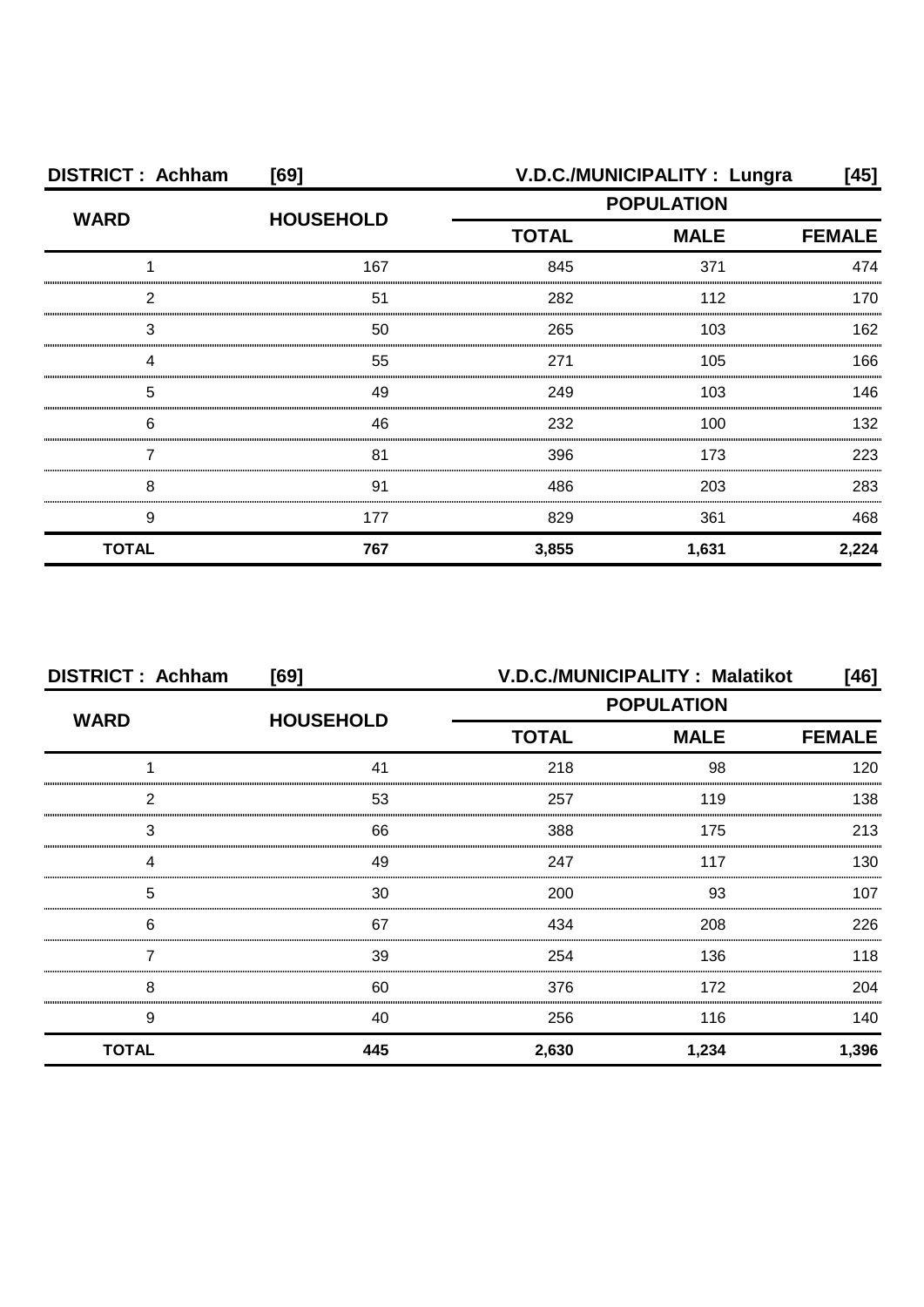**DISTRICT : Achham [69] V.D.C./MUNICIPALITY : Lungra [45]**

| WARD | HOUSEHOLD | POPULATION | | |
|---|---|---|---|---|
| | | TOTAL | MALE | FEMALE |
| 1 | 167 | 845 | 371 | 474 |
| 2 | 51 | 282 | 112 | 170 |
| 3 | 50 | 265 | 103 | 162 |
| 4 | 55 | 271 | 105 | 166 |
| 5 | 49 | 249 | 103 | 146 |
| 6 | 46 | 232 | 100 | 132 |
| 7 | 81 | 396 | 173 | 223 |
| 8 | 91 | 486 | 203 | 283 |
| 9 | 177 | 829 | 361 | 468 |
| **TOTAL** | **767** | **3,855** | **1,631** | **2,224** |

**DISTRICT : Achham [69] V.D.C./MUNICIPALITY : Malatikot [46]**

| WARD | HOUSEHOLD | POPULATION | | |
|---|---|---|---|---|
| | | TOTAL | MALE | FEMALE |
| 1 | 41 | 218 | 98 | 120 |
| 2 | 53 | 257 | 119 | 138 |
| 3 | 66 | 388 | 175 | 213 |
| 4 | 49 | 247 | 117 | 130 |
| 5 | 30 | 200 | 93 | 107 |
| 6 | 67 | 434 | 208 | 226 |
| 7 | 39 | 254 | 136 | 118 |
| 8 | 60 | 376 | 172 | 204 |
| 9 | 40 | 256 | 116 | 140 |
| **TOTAL** | **445** | **2,630** | **1,234** | **1,396** |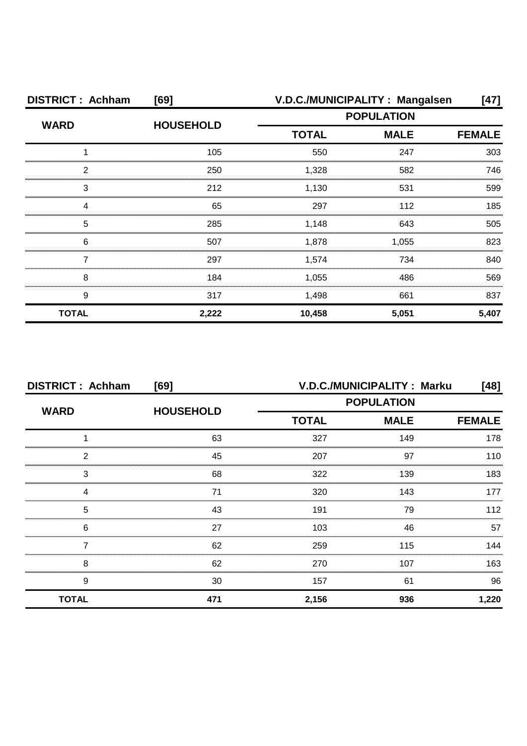**DISTRICT : Achham [69] V.D.C./MUNICIPALITY : Mangalsen [47]**

| WARD | HOUSEHOLD | POPULATION | | |
|---|---|---|---|---|
| | | TOTAL | MALE | FEMALE |
| 1 | 105 | 550 | 247 | 303 |
| 2 | 250 | 1,328 | 582 | 746 |
| 3 | 212 | 1,130 | 531 | 599 |
| 4 | 65 | 297 | 112 | 185 |
| 5 | 285 | 1,148 | 643 | 505 |
| 6 | 507 | 1,878 | 1,055 | 823 |
| 7 | 297 | 1,574 | 734 | 840 |
| 8 | 184 | 1,055 | 486 | 569 |
| 9 | 317 | 1,498 | 661 | 837 |
| **TOTAL** | **2,222** | **10,458** | **5,051** | **5,407** |

**DISTRICT : Achham [69] V.D.C./MUNICIPALITY : Marku [48]**

| WARD | HOUSEHOLD | POPULATION | | |
|---|---|---|---|---|
| | | TOTAL | MALE | FEMALE |
| 1 | 63 | 327 | 149 | 178 |
| 2 | 45 | 207 | 97 | 110 |
| 3 | 68 | 322 | 139 | 183 |
| 4 | 71 | 320 | 143 | 177 |
| 5 | 43 | 191 | 79 | 112 |
| 6 | 27 | 103 | 46 | 57 |
| 7 | 62 | 259 | 115 | 144 |
| 8 | 62 | 270 | 107 | 163 |
| 9 | 30 | 157 | 61 | 96 |
| **TOTAL** | **471** | **2,156** | **936** | **1,220** |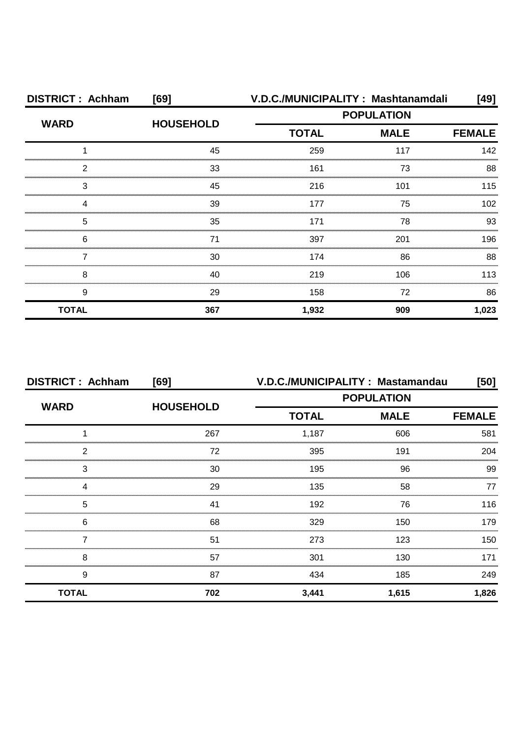**DISTRICT : Achham [69] V.D.C./MUNICIPALITY : Mashtanamdali [49]**

| WARD | HOUSEHOLD | POPULATION | | |
|---|---|---|---|---|
| | | TOTAL | MALE | FEMALE |
| 1 | 45 | 259 | 117 | 142 |
| 2 | 33 | 161 | 73 | 88 |
| 3 | 45 | 216 | 101 | 115 |
| 4 | 39 | 177 | 75 | 102 |
| 5 | 35 | 171 | 78 | 93 |
| 6 | 71 | 397 | 201 | 196 |
| 7 | 30 | 174 | 86 | 88 |
| 8 | 40 | 219 | 106 | 113 |
| 9 | 29 | 158 | 72 | 86 |
| **TOTAL** | **367** | **1,932** | **909** | **1,023** |

**DISTRICT : Achham [69] V.D.C./MUNICIPALITY : Mastamandau [50]**

| WARD | HOUSEHOLD | POPULATION | | |
|---|---|---|---|---|
| | | TOTAL | MALE | FEMALE |
| 1 | 267 | 1,187 | 606 | 581 |
| 2 | 72 | 395 | 191 | 204 |
| 3 | 30 | 195 | 96 | 99 |
| 4 | 29 | 135 | 58 | 77 |
| 5 | 41 | 192 | 76 | 116 |
| 6 | 68 | 329 | 150 | 179 |
| 7 | 51 | 273 | 123 | 150 |
| 8 | 57 | 301 | 130 | 171 |
| 9 | 87 | 434 | 185 | 249 |
| **TOTAL** | **702** | **3,441** | **1,615** | **1,826** |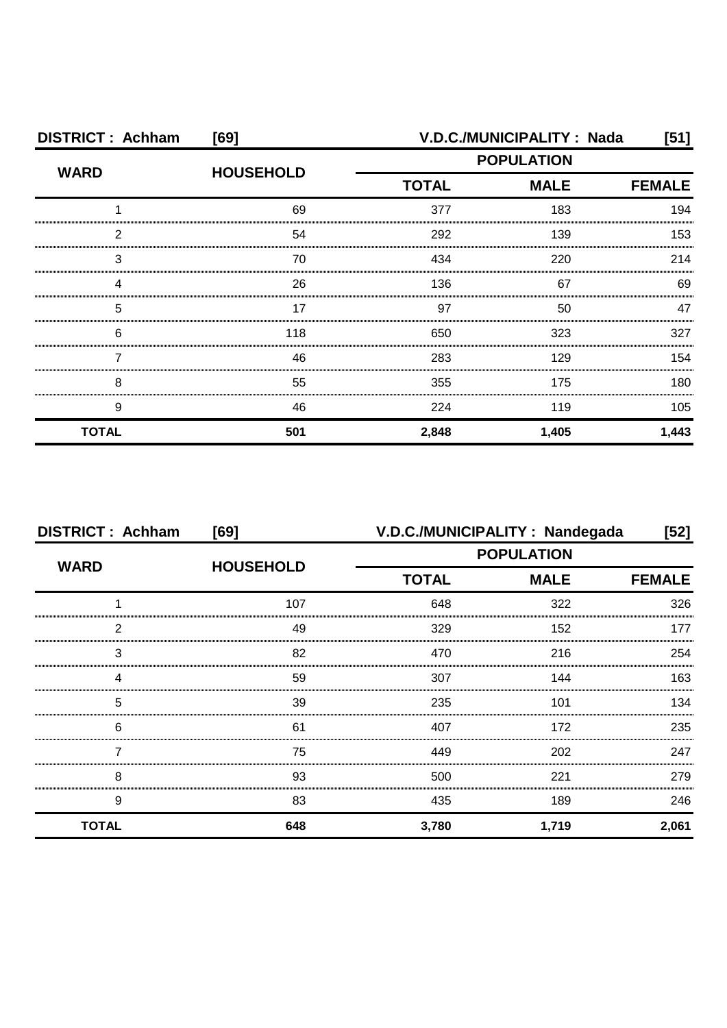| DISTRICT : Achham | [69] | V.D.C./MUNICIPALITY : Nada | | [51] |
|---|---|---|---|---|
| WARD | HOUSEHOLD | POPULATION | | |
| | | TOTAL | MALE | FEMALE |
| 1 | 69 | 377 | 183 | 194 |
| 2 | 54 | 292 | 139 | 153 |
| 3 | 70 | 434 | 220 | 214 |
| 4 | 26 | 136 | 67 | 69 |
| 5 | 17 | 97 | 50 | 47 |
| 6 | 118 | 650 | 323 | 327 |
| 7 | 46 | 283 | 129 | 154 |
| 8 | 55 | 355 | 175 | 180 |
| 9 | 46 | 224 | 119 | 105 |
| **TOTAL** | **501** | **2,848** | **1,405** | **1,443** |

| DISTRICT : Achham | [69] | V.D.C./MUNICIPALITY : Nandegada | | [52] |
|---|---|---|---|---|
| WARD | HOUSEHOLD | POPULATION | | |
| | | TOTAL | MALE | FEMALE |
| 1 | 107 | 648 | 322 | 326 |
| 2 | 49 | 329 | 152 | 177 |
| 3 | 82 | 470 | 216 | 254 |
| 4 | 59 | 307 | 144 | 163 |
| 5 | 39 | 235 | 101 | 134 |
| 6 | 61 | 407 | 172 | 235 |
| 7 | 75 | 449 | 202 | 247 |
| 8 | 93 | 500 | 221 | 279 |
| 9 | 83 | 435 | 189 | 246 |
| **TOTAL** | **648** | **3,780** | **1,719** | **2,061** |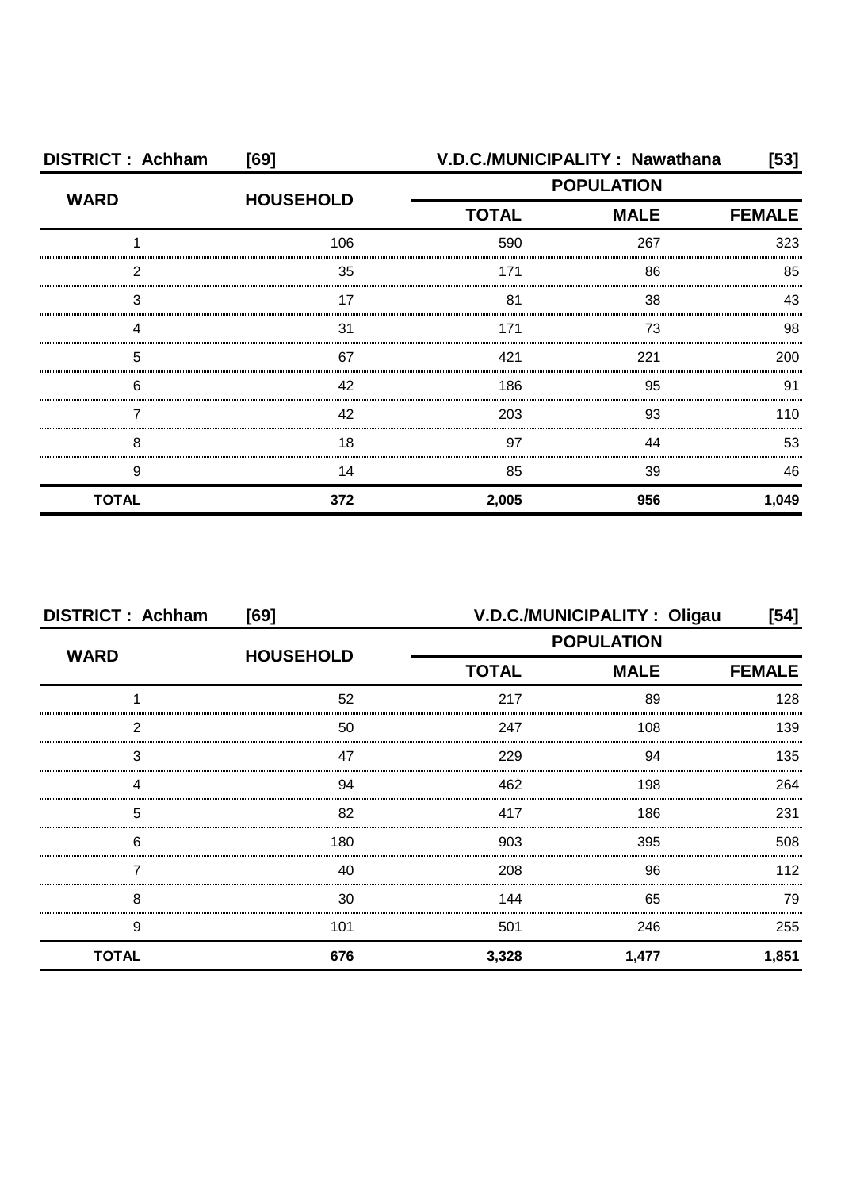**DISTRICT : Achham [69]** **V.D.C./MUNICIPALITY : Nawathana [53]**

| WARD | HOUSEHOLD | POPULATION | | |
|---|---|---|---|---|
| | | TOTAL | MALE | FEMALE |
| 1 | 106 | 590 | 267 | 323 |
| 2 | 35 | 171 | 86 | 85 |
| 3 | 17 | 81 | 38 | 43 |
| 4 | 31 | 171 | 73 | 98 |
| 5 | 67 | 421 | 221 | 200 |
| 6 | 42 | 186 | 95 | 91 |
| 7 | 42 | 203 | 93 | 110 |
| 8 | 18 | 97 | 44 | 53 |
| 9 | 14 | 85 | 39 | 46 |
| **TOTAL** | **372** | **2,005** | **956** | **1,049** |

**DISTRICT : Achham [69]** **V.D.C./MUNICIPALITY : Oligau [54]**

| WARD | HOUSEHOLD | POPULATION | | |
|---|---|---|---|---|
| | | TOTAL | MALE | FEMALE |
| 1 | 52 | 217 | 89 | 128 |
| 2 | 50 | 247 | 108 | 139 |
| 3 | 47 | 229 | 94 | 135 |
| 4 | 94 | 462 | 198 | 264 |
| 5 | 82 | 417 | 186 | 231 |
| 6 | 180 | 903 | 395 | 508 |
| 7 | 40 | 208 | 96 | 112 |
| 8 | 30 | 144 | 65 | 79 |
| 9 | 101 | 501 | 246 | 255 |
| **TOTAL** | **676** | **3,328** | **1,477** | **1,851** |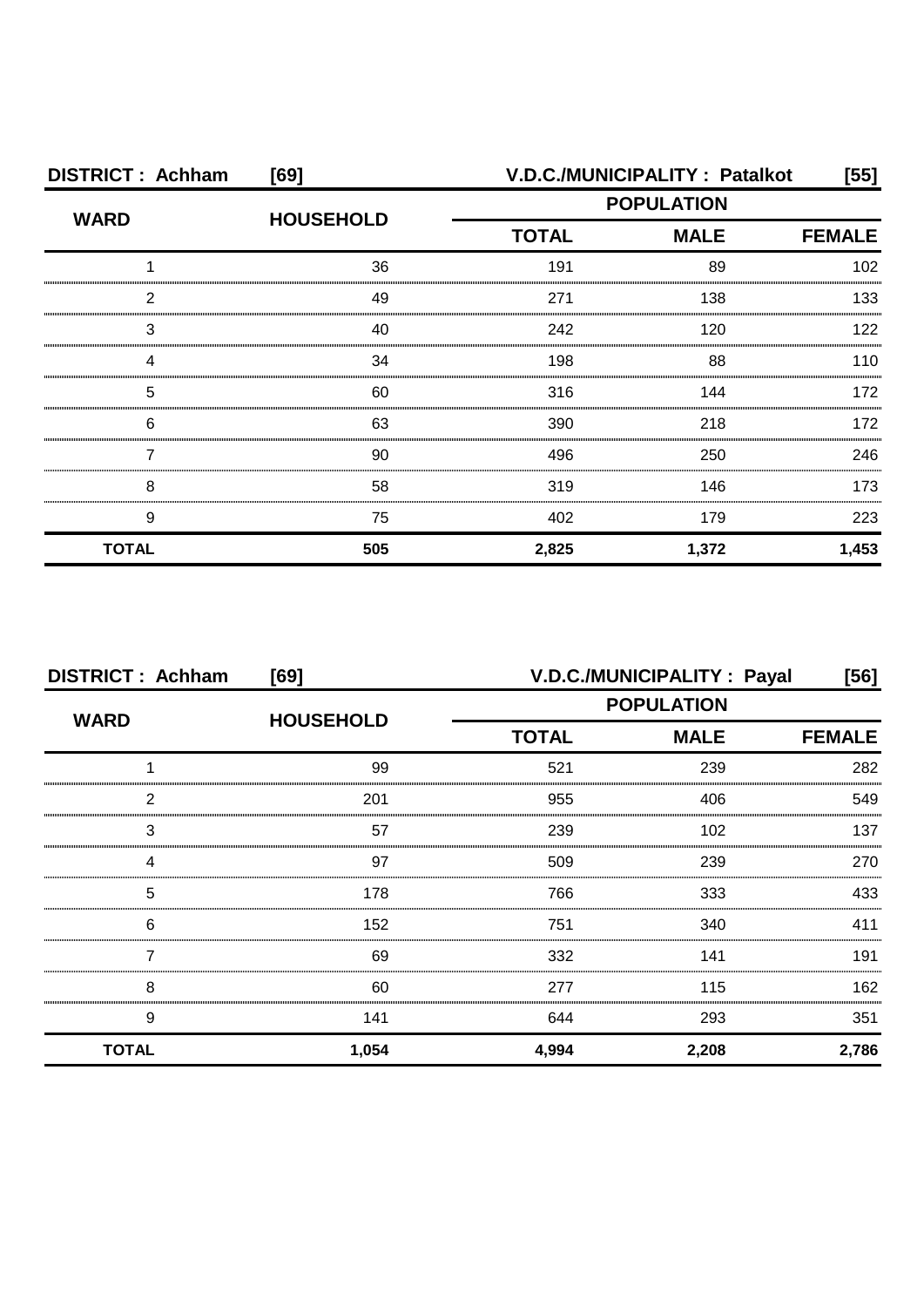**DISTRICT : Achham [69] V.D.C./MUNICIPALITY : Patalkot [55]**

| WARD | HOUSEHOLD | POPULATION | | |
|---|---|---|---|---|
| | | TOTAL | MALE | FEMALE |
| 1 | 36 | 191 | 89 | 102 |
| 2 | 49 | 271 | 138 | 133 |
| 3 | 40 | 242 | 120 | 122 |
| 4 | 34 | 198 | 88 | 110 |
| 5 | 60 | 316 | 144 | 172 |
| 6 | 63 | 390 | 218 | 172 |
| 7 | 90 | 496 | 250 | 246 |
| 8 | 58 | 319 | 146 | 173 |
| 9 | 75 | 402 | 179 | 223 |
| **TOTAL** | **505** | **2,825** | **1,372** | **1,453** |

**DISTRICT : Achham [69] V.D.C./MUNICIPALITY : Payal [56]**

| WARD | HOUSEHOLD | POPULATION | | |
|---|---|---|---|---|
| | | TOTAL | MALE | FEMALE |
| 1 | 99 | 521 | 239 | 282 |
| 2 | 201 | 955 | 406 | 549 |
| 3 | 57 | 239 | 102 | 137 |
| 4 | 97 | 509 | 239 | 270 |
| 5 | 178 | 766 | 333 | 433 |
| 6 | 152 | 751 | 340 | 411 |
| 7 | 69 | 332 | 141 | 191 |
| 8 | 60 | 277 | 115 | 162 |
| 9 | 141 | 644 | 293 | 351 |
| **TOTAL** | **1,054** | **4,994** | **2,208** | **2,786** |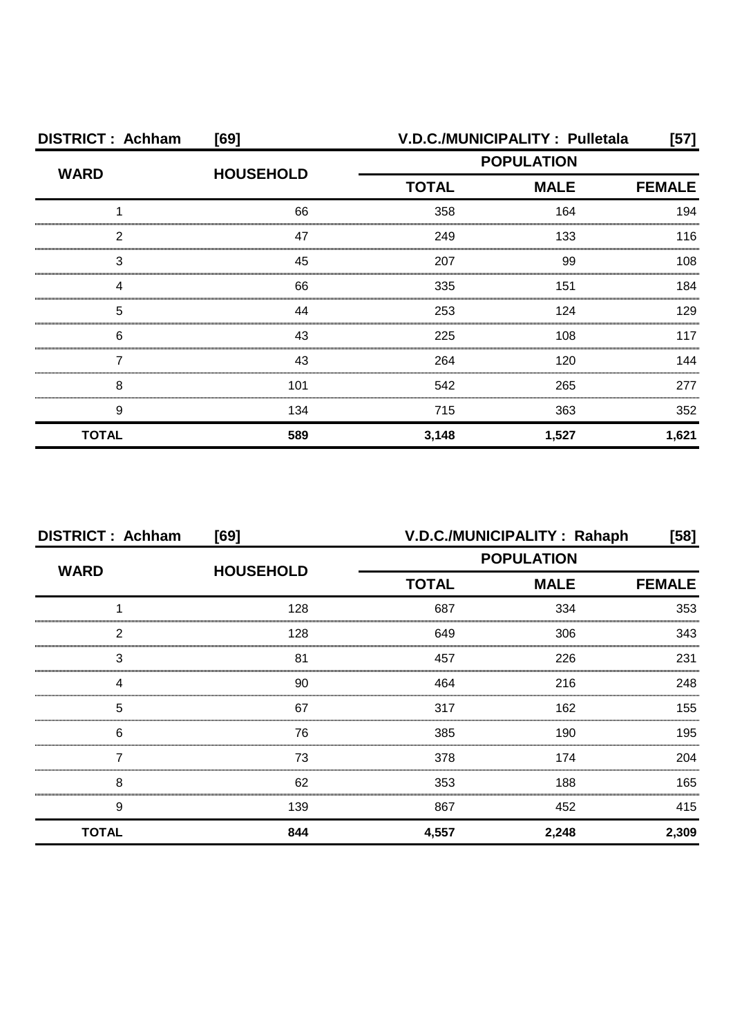**DISTRICT : Achham [69] V.D.C./MUNICIPALITY : Pulletala [57]**

| WARD | HOUSEHOLD | POPULATION | | |
|---|---|---|---|---|
| | | TOTAL | MALE | FEMALE |
| 1 | 66 | 358 | 164 | 194 |
| 2 | 47 | 249 | 133 | 116 |
| 3 | 45 | 207 | 99 | 108 |
| 4 | 66 | 335 | 151 | 184 |
| 5 | 44 | 253 | 124 | 129 |
| 6 | 43 | 225 | 108 | 117 |
| 7 | 43 | 264 | 120 | 144 |
| 8 | 101 | 542 | 265 | 277 |
| 9 | 134 | 715 | 363 | 352 |
| **TOTAL** | **589** | **3,148** | **1,527** | **1,621** |

**DISTRICT : Achham [69] V.D.C./MUNICIPALITY : Rahaph [58]**

| WARD | HOUSEHOLD | POPULATION | | |
|---|---|---|---|---|
| | | TOTAL | MALE | FEMALE |
| 1 | 128 | 687 | 334 | 353 |
| 2 | 128 | 649 | 306 | 343 |
| 3 | 81 | 457 | 226 | 231 |
| 4 | 90 | 464 | 216 | 248 |
| 5 | 67 | 317 | 162 | 155 |
| 6 | 76 | 385 | 190 | 195 |
| 7 | 73 | 378 | 174 | 204 |
| 8 | 62 | 353 | 188 | 165 |
| 9 | 139 | 867 | 452 | 415 |
| **TOTAL** | **844** | **4,557** | **2,248** | **2,309** |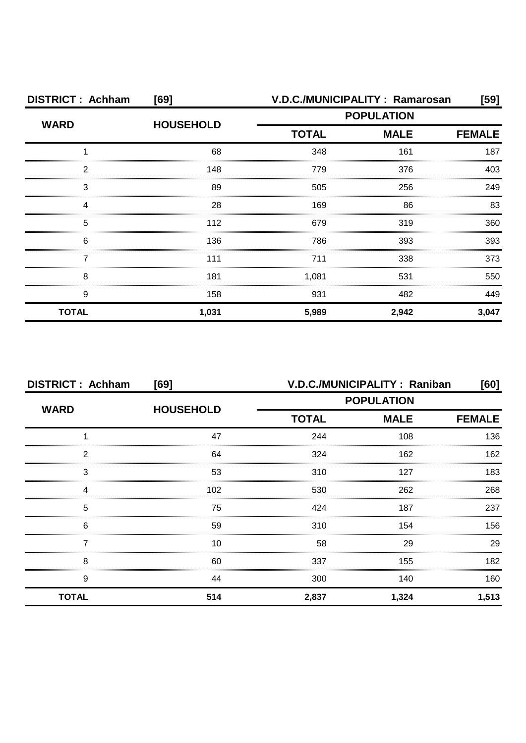| DISTRICT : Achham | [69] | V.D.C./MUNICIPALITY : Ramarosan | | [59] |
|---|---|---|---|---|
| WARD | HOUSEHOLD | POPULATION | | |
| | | TOTAL | MALE | FEMALE |
| 1 | 68 | 348 | 161 | 187 |
| 2 | 148 | 779 | 376 | 403 |
| 3 | 89 | 505 | 256 | 249 |
| 4 | 28 | 169 | 86 | 83 |
| 5 | 112 | 679 | 319 | 360 |
| 6 | 136 | 786 | 393 | 393 |
| 7 | 111 | 711 | 338 | 373 |
| 8 | 181 | 1,081 | 531 | 550 |
| 9 | 158 | 931 | 482 | 449 |
| **TOTAL** | **1,031** | **5,989** | **2,942** | **3,047** |

| DISTRICT : Achham | [69] | V.D.C./MUNICIPALITY : Raniban | | [60] |
|---|---|---|---|---|
| WARD | HOUSEHOLD | POPULATION | | |
| | | TOTAL | MALE | FEMALE |
| 1 | 47 | 244 | 108 | 136 |
| 2 | 64 | 324 | 162 | 162 |
| 3 | 53 | 310 | 127 | 183 |
| 4 | 102 | 530 | 262 | 268 |
| 5 | 75 | 424 | 187 | 237 |
| 6 | 59 | 310 | 154 | 156 |
| 7 | 10 | 58 | 29 | 29 |
| 8 | 60 | 337 | 155 | 182 |
| 9 | 44 | 300 | 140 | 160 |
| **TOTAL** | **514** | **2,837** | **1,324** | **1,513** |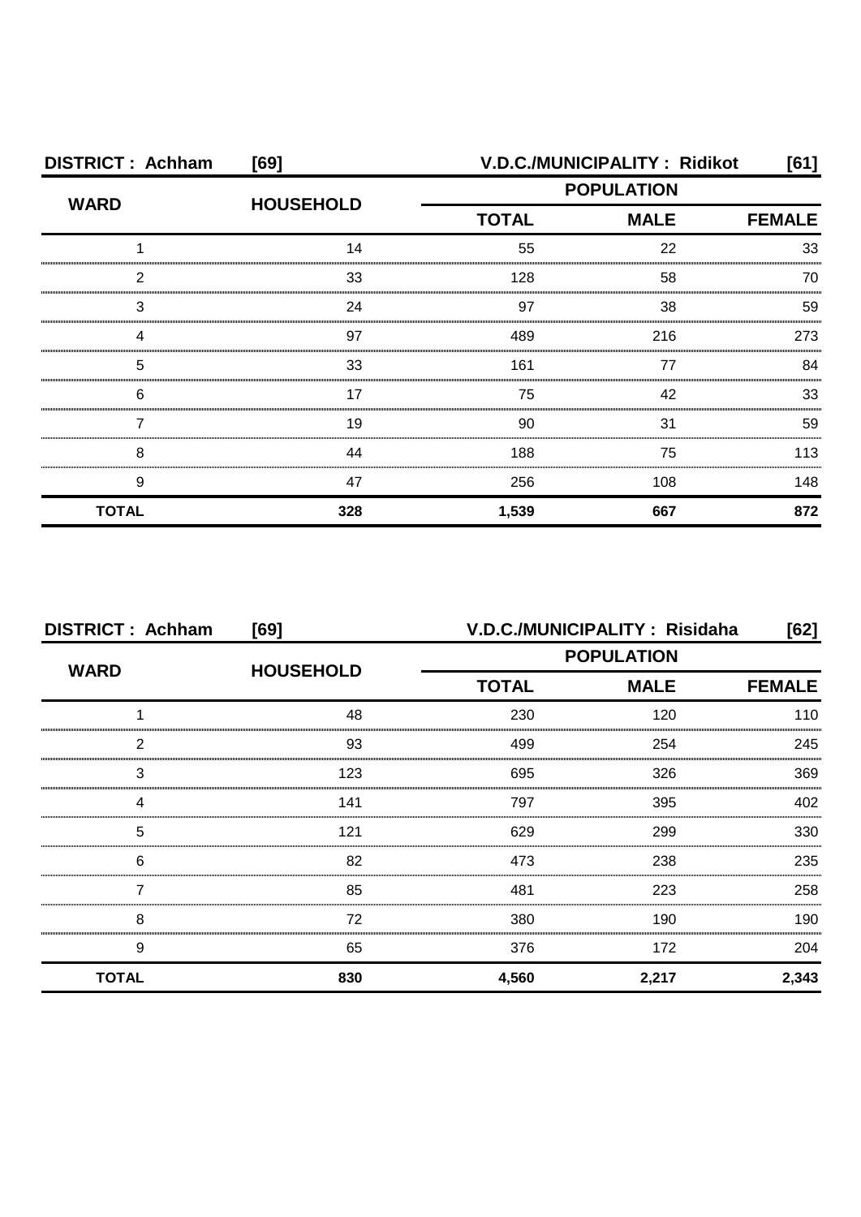| DISTRICT : Achham | [69] | V.D.C./MUNICIPALITY : Ridikot | | [61] |
|---|---|---|---|---|
| WARD | HOUSEHOLD | POPULATION | | |
| | | TOTAL | MALE | FEMALE |
| 1 | 14 | 55 | 22 | 33 |
| 2 | 33 | 128 | 58 | 70 |
| 3 | 24 | 97 | 38 | 59 |
| 4 | 97 | 489 | 216 | 273 |
| 5 | 33 | 161 | 77 | 84 |
| 6 | 17 | 75 | 42 | 33 |
| 7 | 19 | 90 | 31 | 59 |
| 8 | 44 | 188 | 75 | 113 |
| 9 | 47 | 256 | 108 | 148 |
| **TOTAL** | **328** | **1,539** | **667** | **872** |

| DISTRICT : Achham | [69] | V.D.C./MUNICIPALITY : Risidaha | | [62] |
|---|---|---|---|---|
| WARD | HOUSEHOLD | POPULATION | | |
| | | TOTAL | MALE | FEMALE |
| 1 | 48 | 230 | 120 | 110 |
| 2 | 93 | 499 | 254 | 245 |
| 3 | 123 | 695 | 326 | 369 |
| 4 | 141 | 797 | 395 | 402 |
| 5 | 121 | 629 | 299 | 330 |
| 6 | 82 | 473 | 238 | 235 |
| 7 | 85 | 481 | 223 | 258 |
| 8 | 72 | 380 | 190 | 190 |
| 9 | 65 | 376 | 172 | 204 |
| **TOTAL** | **830** | **4,560** | **2,217** | **2,343** |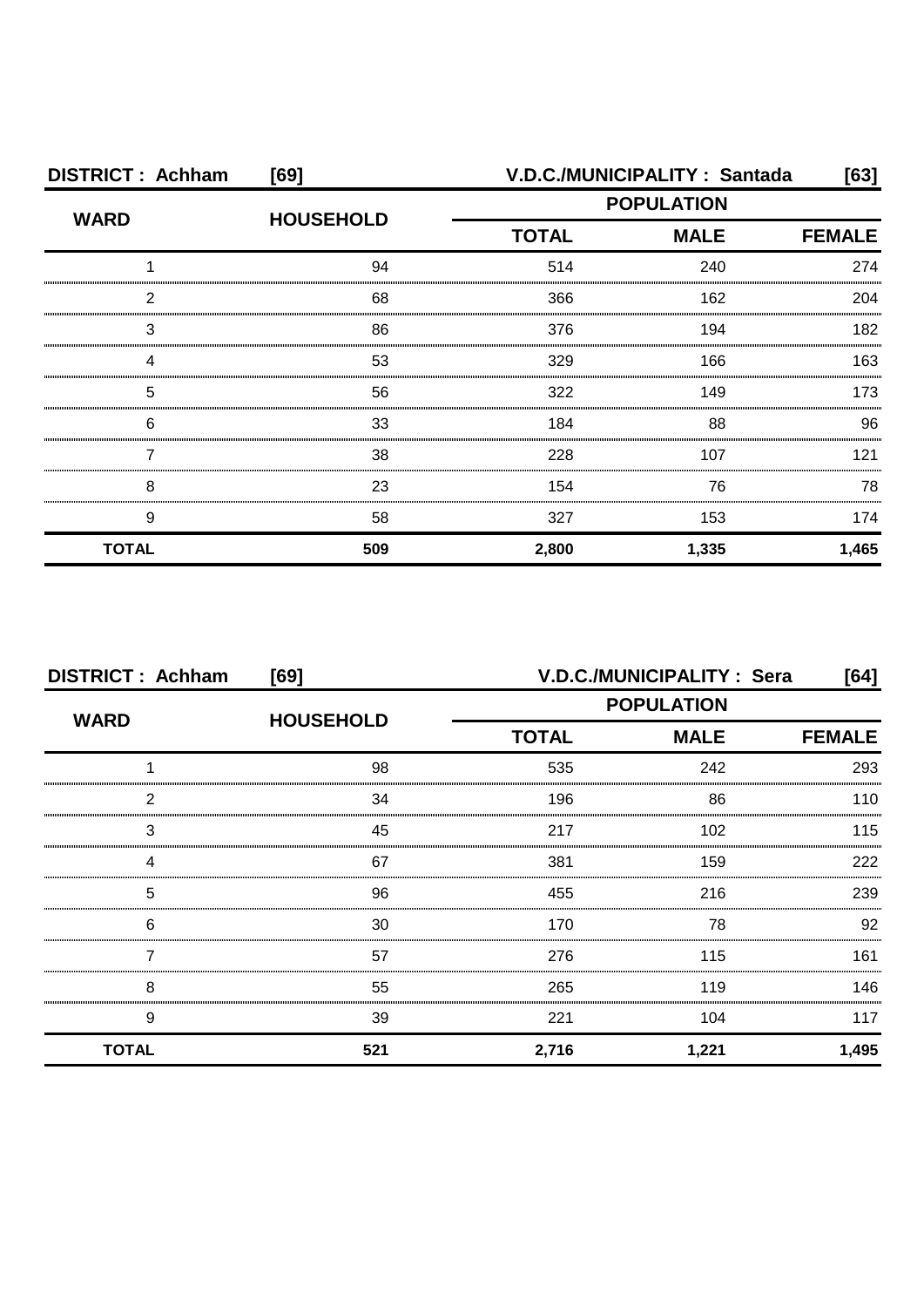**DISTRICT : Achham [69] V.D.C./MUNICIPALITY : Santada [63]**

| WARD | HOUSEHOLD | POPULATION | | |
|---|---|---|---|---|
| | | TOTAL | MALE | FEMALE |
| 1 | 94 | 514 | 240 | 274 |
| 2 | 68 | 366 | 162 | 204 |
| 3 | 86 | 376 | 194 | 182 |
| 4 | 53 | 329 | 166 | 163 |
| 5 | 56 | 322 | 149 | 173 |
| 6 | 33 | 184 | 88 | 96 |
| 7 | 38 | 228 | 107 | 121 |
| 8 | 23 | 154 | 76 | 78 |
| 9 | 58 | 327 | 153 | 174 |
| **TOTAL** | **509** | **2,800** | **1,335** | **1,465** |

**DISTRICT : Achham [69] V.D.C./MUNICIPALITY : Sera [64]**

| WARD | HOUSEHOLD | POPULATION | | |
|---|---|---|---|---|
| | | TOTAL | MALE | FEMALE |
| 1 | 98 | 535 | 242 | 293 |
| 2 | 34 | 196 | 86 | 110 |
| 3 | 45 | 217 | 102 | 115 |
| 4 | 67 | 381 | 159 | 222 |
| 5 | 96 | 455 | 216 | 239 |
| 6 | 30 | 170 | 78 | 92 |
| 7 | 57 | 276 | 115 | 161 |
| 8 | 55 | 265 | 119 | 146 |
| 9 | 39 | 221 | 104 | 117 |
| **TOTAL** | **521** | **2,716** | **1,221** | **1,495** |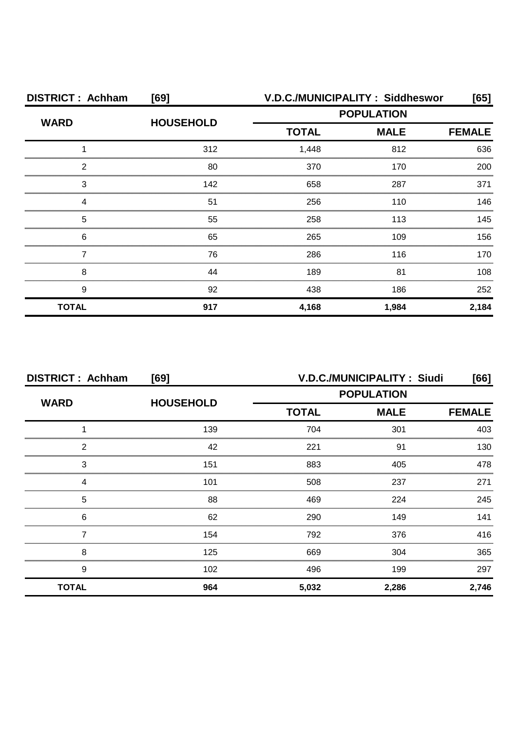**DISTRICT : Achham [69] V.D.C./MUNICIPALITY : Siddheswor [65]**

| WARD | HOUSEHOLD | POPULATION | | |
|---|---|---|---|---|
| | | TOTAL | MALE | FEMALE |
| 1 | 312 | 1,448 | 812 | 636 |
| 2 | 80 | 370 | 170 | 200 |
| 3 | 142 | 658 | 287 | 371 |
| 4 | 51 | 256 | 110 | 146 |
| 5 | 55 | 258 | 113 | 145 |
| 6 | 65 | 265 | 109 | 156 |
| 7 | 76 | 286 | 116 | 170 |
| 8 | 44 | 189 | 81 | 108 |
| 9 | 92 | 438 | 186 | 252 |
| **TOTAL** | **917** | **4,168** | **1,984** | **2,184** |

**DISTRICT : Achham [69] V.D.C./MUNICIPALITY : Siudi [66]**

| WARD | HOUSEHOLD | POPULATION | | |
|---|---|---|---|---|
| | | TOTAL | MALE | FEMALE |
| 1 | 139 | 704 | 301 | 403 |
| 2 | 42 | 221 | 91 | 130 |
| 3 | 151 | 883 | 405 | 478 |
| 4 | 101 | 508 | 237 | 271 |
| 5 | 88 | 469 | 224 | 245 |
| 6 | 62 | 290 | 149 | 141 |
| 7 | 154 | 792 | 376 | 416 |
| 8 | 125 | 669 | 304 | 365 |
| 9 | 102 | 496 | 199 | 297 |
| **TOTAL** | **964** | **5,032** | **2,286** | **2,746** |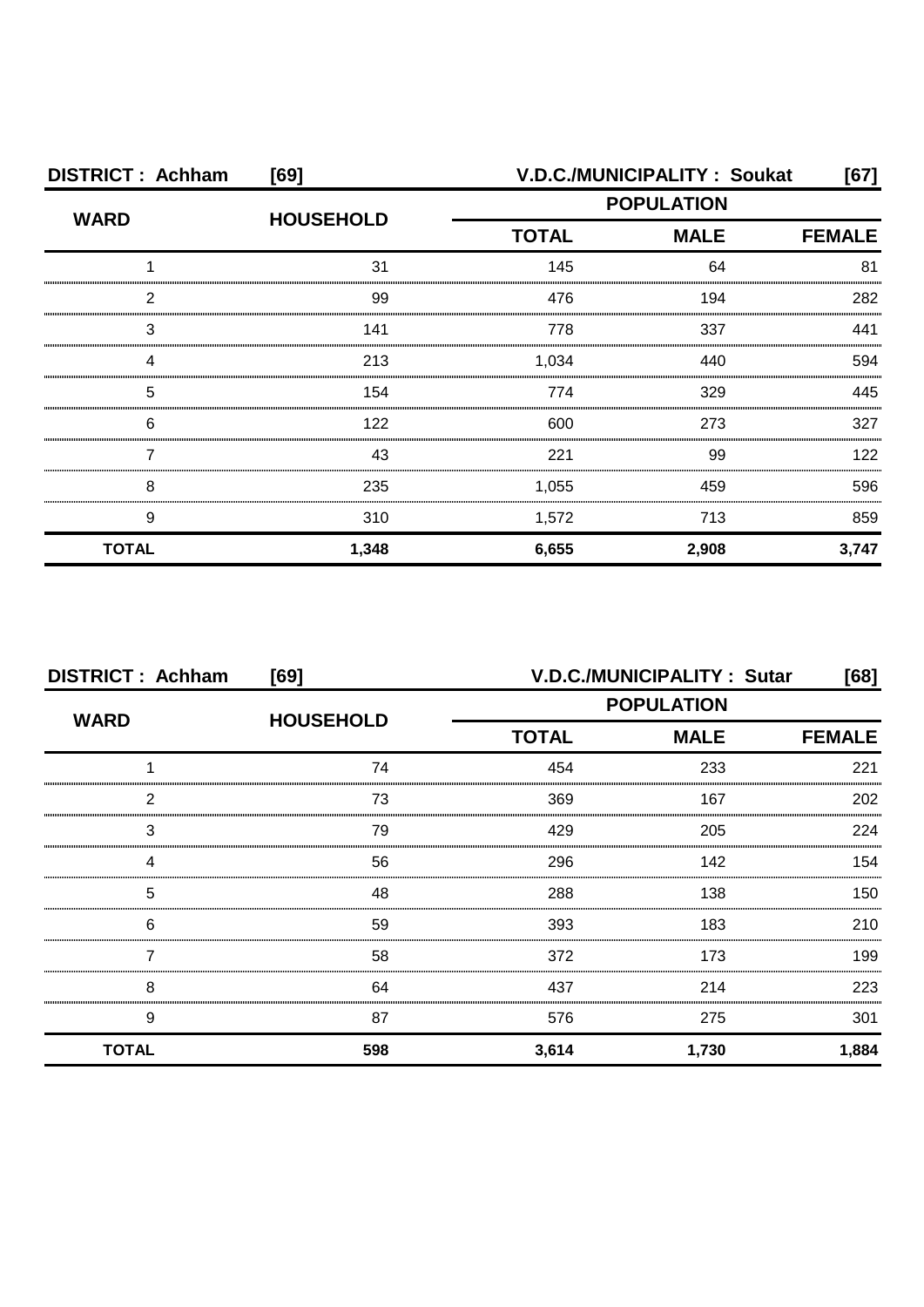**DISTRICT : Achham [69]** **V.D.C./MUNICIPALITY : Soukat [67]**

| WARD | HOUSEHOLD | POPULATION | | |
|---|---|---|---|---|
| | | TOTAL | MALE | FEMALE |
| 1 | 31 | 145 | 64 | 81 |
| 2 | 99 | 476 | 194 | 282 |
| 3 | 141 | 778 | 337 | 441 |
| 4 | 213 | 1,034 | 440 | 594 |
| 5 | 154 | 774 | 329 | 445 |
| 6 | 122 | 600 | 273 | 327 |
| 7 | 43 | 221 | 99 | 122 |
| 8 | 235 | 1,055 | 459 | 596 |
| 9 | 310 | 1,572 | 713 | 859 |
| **TOTAL** | **1,348** | **6,655** | **2,908** | **3,747** |

**DISTRICT : Achham [69]** **V.D.C./MUNICIPALITY : Sutar [68]**

| WARD | HOUSEHOLD | POPULATION | | |
|---|---|---|---|---|
| | | TOTAL | MALE | FEMALE |
| 1 | 74 | 454 | 233 | 221 |
| 2 | 73 | 369 | 167 | 202 |
| 3 | 79 | 429 | 205 | 224 |
| 4 | 56 | 296 | 142 | 154 |
| 5 | 48 | 288 | 138 | 150 |
| 6 | 59 | 393 | 183 | 210 |
| 7 | 58 | 372 | 173 | 199 |
| 8 | 64 | 437 | 214 | 223 |
| 9 | 87 | 576 | 275 | 301 |
| **TOTAL** | **598** | **3,614** | **1,730** | **1,884** |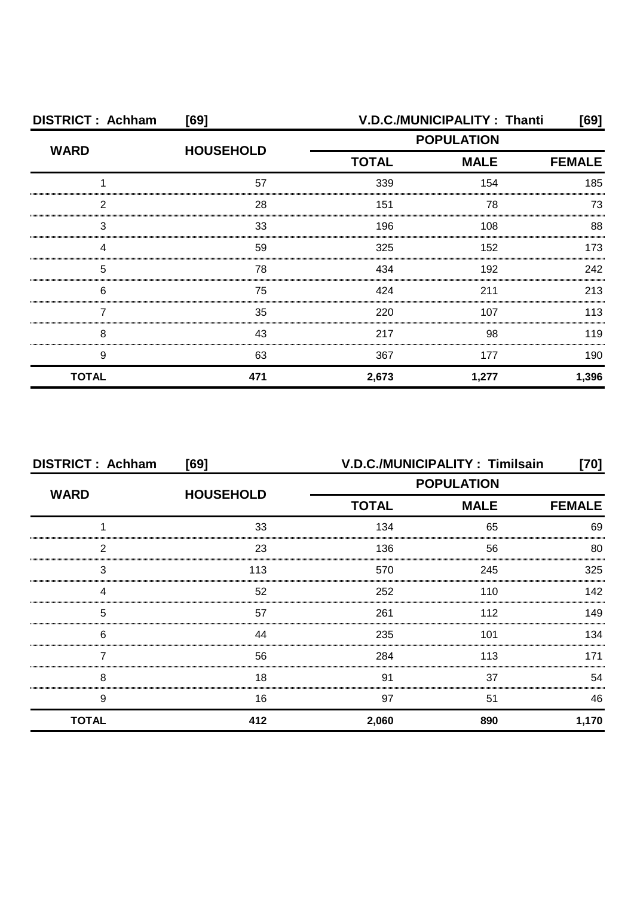**DISTRICT : Achham [69] V.D.C./MUNICIPALITY : Thanti [69]**

| WARD | HOUSEHOLD | POPULATION | | |
|---|---|---|---|---|
| | | TOTAL | MALE | FEMALE |
| 1 | 57 | 339 | 154 | 185 |
| 2 | 28 | 151 | 78 | 73 |
| 3 | 33 | 196 | 108 | 88 |
| 4 | 59 | 325 | 152 | 173 |
| 5 | 78 | 434 | 192 | 242 |
| 6 | 75 | 424 | 211 | 213 |
| 7 | 35 | 220 | 107 | 113 |
| 8 | 43 | 217 | 98 | 119 |
| 9 | 63 | 367 | 177 | 190 |
| **TOTAL** | **471** | **2,673** | **1,277** | **1,396** |

**DISTRICT : Achham [69] V.D.C./MUNICIPALITY : Timilsain [70]**

| WARD | HOUSEHOLD | POPULATION | | |
|---|---|---|---|---|
| | | TOTAL | MALE | FEMALE |
| 1 | 33 | 134 | 65 | 69 |
| 2 | 23 | 136 | 56 | 80 |
| 3 | 113 | 570 | 245 | 325 |
| 4 | 52 | 252 | 110 | 142 |
| 5 | 57 | 261 | 112 | 149 |
| 6 | 44 | 235 | 101 | 134 |
| 7 | 56 | 284 | 113 | 171 |
| 8 | 18 | 91 | 37 | 54 |
| 9 | 16 | 97 | 51 | 46 |
| **TOTAL** | **412** | **2,060** | **890** | **1,170** |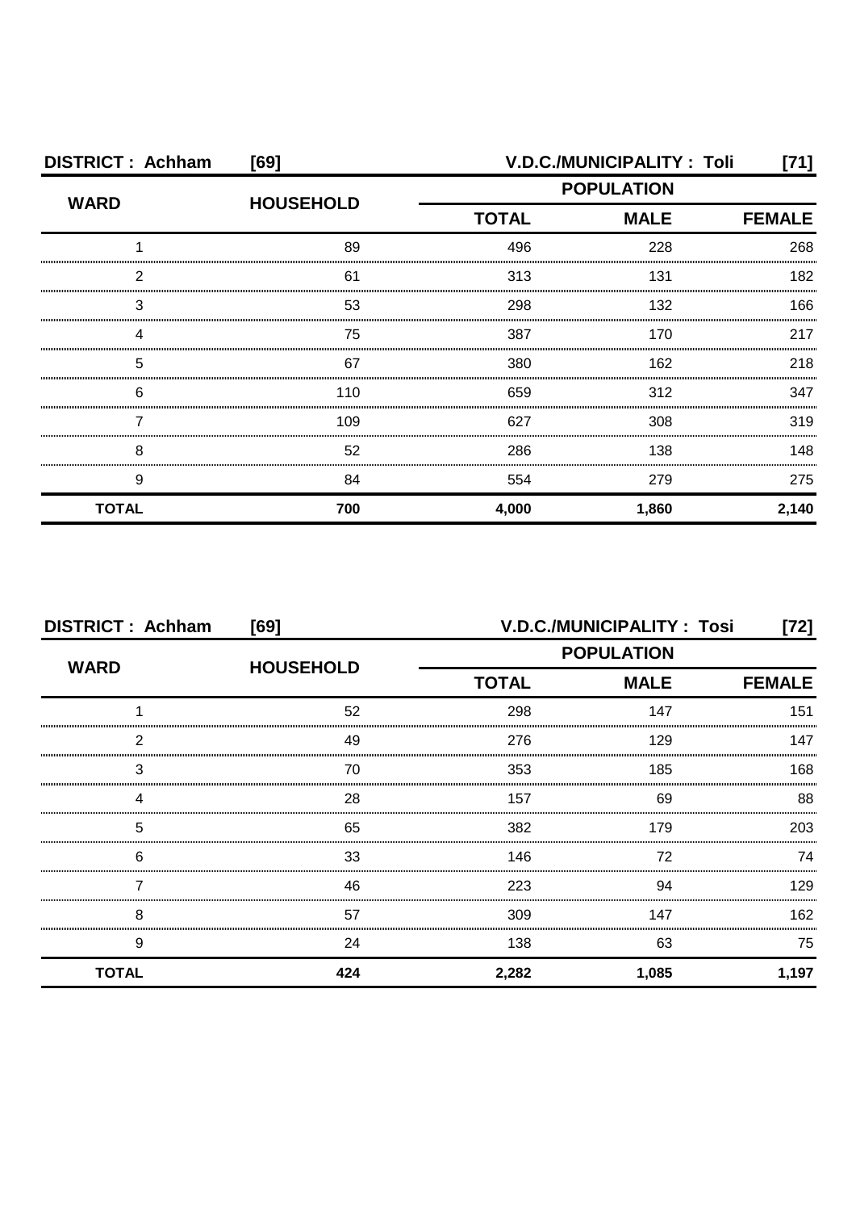**DISTRICT : Achham [69] V.D.C./MUNICIPALITY : Toli [71]**

| WARD | HOUSEHOLD | POPULATION | | |
|---|---|---|---|---|
| | | TOTAL | MALE | FEMALE |
| 1 | 89 | 496 | 228 | 268 |
| 2 | 61 | 313 | 131 | 182 |
| 3 | 53 | 298 | 132 | 166 |
| 4 | 75 | 387 | 170 | 217 |
| 5 | 67 | 380 | 162 | 218 |
| 6 | 110 | 659 | 312 | 347 |
| 7 | 109 | 627 | 308 | 319 |
| 8 | 52 | 286 | 138 | 148 |
| 9 | 84 | 554 | 279 | 275 |
| **TOTAL** | **700** | **4,000** | **1,860** | **2,140** |

**DISTRICT : Achham [69] V.D.C./MUNICIPALITY : Tosi [72]**

| WARD | HOUSEHOLD | POPULATION | | |
|---|---|---|---|---|
| | | TOTAL | MALE | FEMALE |
| 1 | 52 | 298 | 147 | 151 |
| 2 | 49 | 276 | 129 | 147 |
| 3 | 70 | 353 | 185 | 168 |
| 4 | 28 | 157 | 69 | 88 |
| 5 | 65 | 382 | 179 | 203 |
| 6 | 33 | 146 | 72 | 74 |
| 7 | 46 | 223 | 94 | 129 |
| 8 | 57 | 309 | 147 | 162 |
| 9 | 24 | 138 | 63 | 75 |
| **TOTAL** | **424** | **2,282** | **1,085** | **1,197** |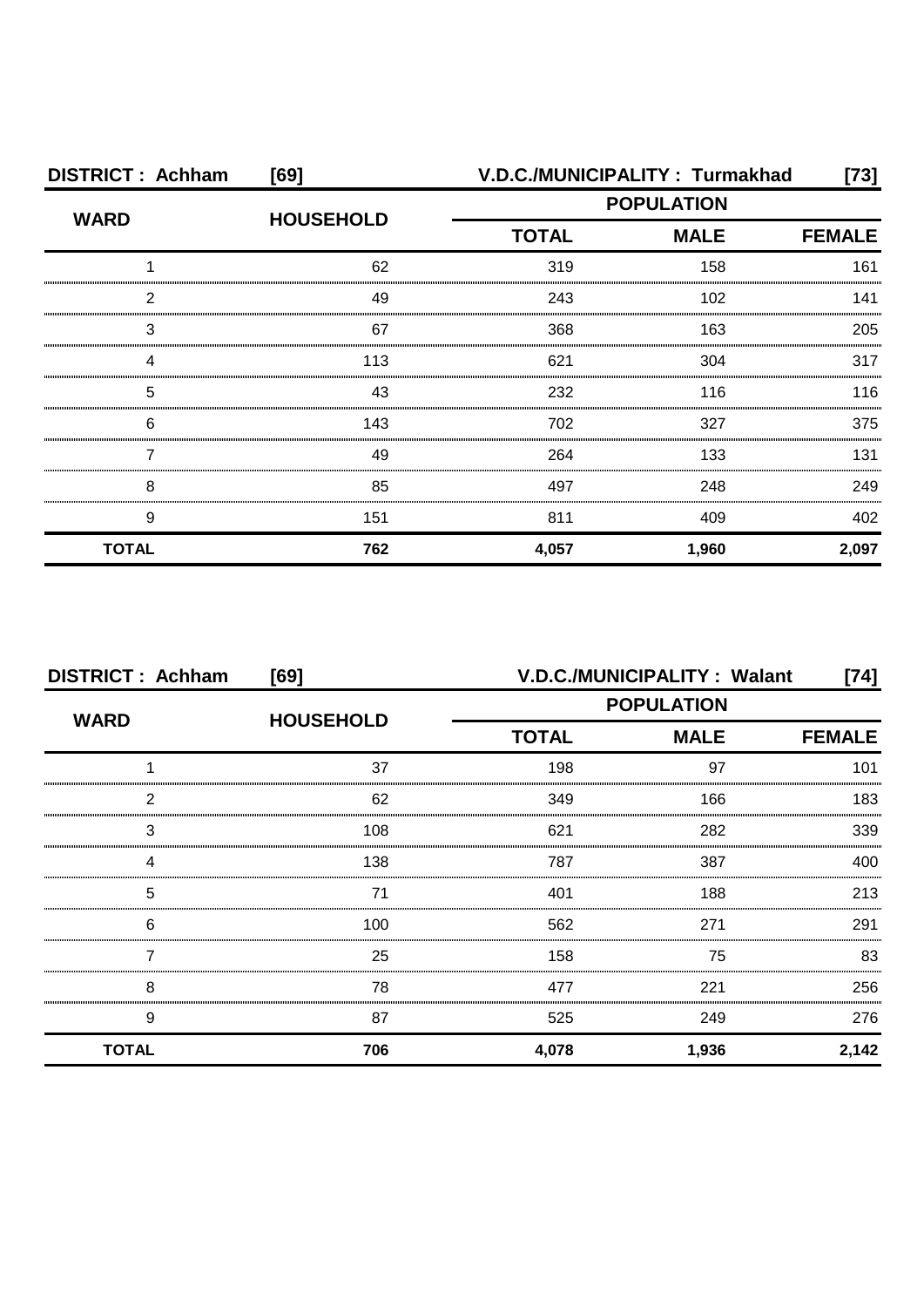**DISTRICT : Achham [69] V.D.C./MUNICIPALITY : Turmakhad [73]**

| WARD | HOUSEHOLD | POPULATION | | |
|---|---|---|---|---|
| | | TOTAL | MALE | FEMALE |
| 1 | 62 | 319 | 158 | 161 |
| 2 | 49 | 243 | 102 | 141 |
| 3 | 67 | 368 | 163 | 205 |
| 4 | 113 | 621 | 304 | 317 |
| 5 | 43 | 232 | 116 | 116 |
| 6 | 143 | 702 | 327 | 375 |
| 7 | 49 | 264 | 133 | 131 |
| 8 | 85 | 497 | 248 | 249 |
| 9 | 151 | 811 | 409 | 402 |
| **TOTAL** | **762** | **4,057** | **1,960** | **2,097** |

**DISTRICT : Achham [69] V.D.C./MUNICIPALITY : Walant [74]**

| WARD | HOUSEHOLD | POPULATION | | |
|---|---|---|---|---|
| | | TOTAL | MALE | FEMALE |
| 1 | 37 | 198 | 97 | 101 |
| 2 | 62 | 349 | 166 | 183 |
| 3 | 108 | 621 | 282 | 339 |
| 4 | 138 | 787 | 387 | 400 |
| 5 | 71 | 401 | 188 | 213 |
| 6 | 100 | 562 | 271 | 291 |
| 7 | 25 | 158 | 75 | 83 |
| 8 | 78 | 477 | 221 | 256 |
| 9 | 87 | 525 | 249 | 276 |
| **TOTAL** | **706** | **4,078** | **1,936** | **2,142** |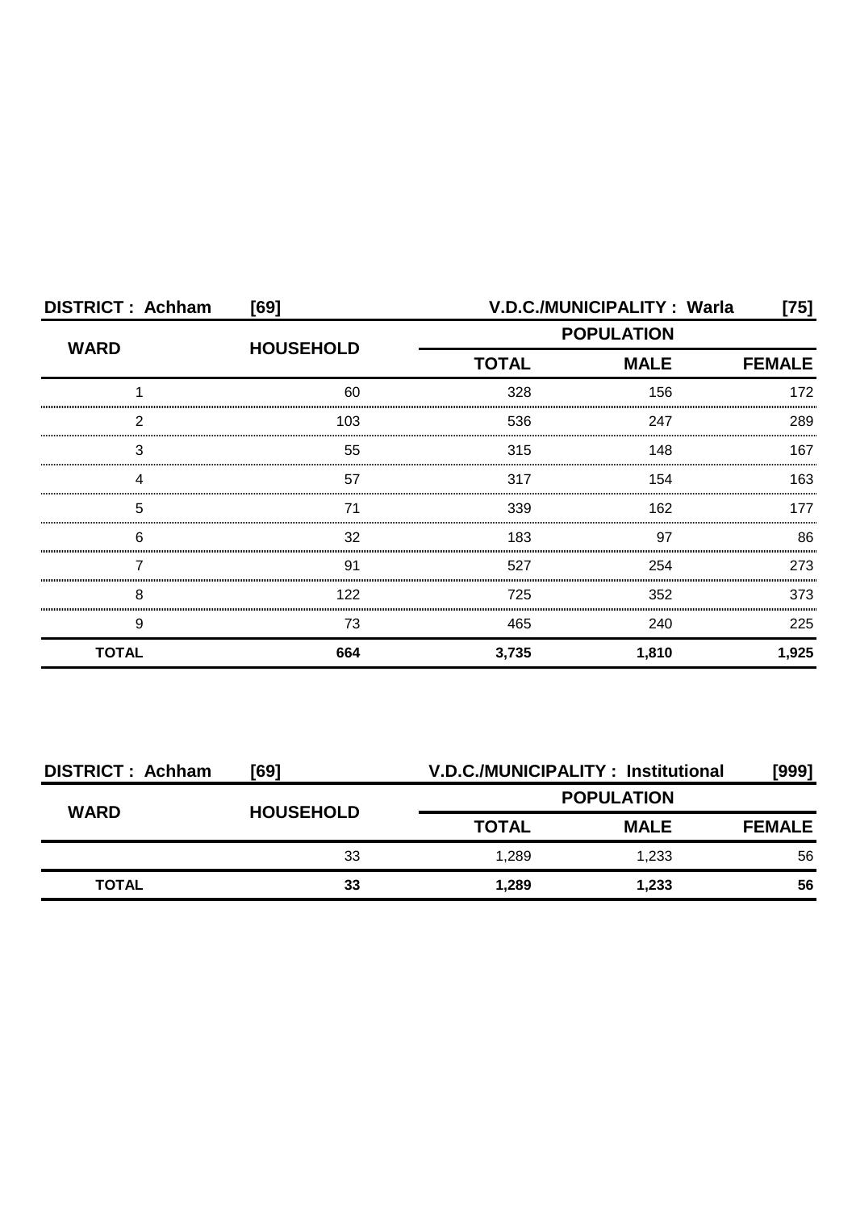| DISTRICT : Achham | [69] | V.D.C./MUNICIPALITY : Warla | | [75] |
|---|---|---|---|---|
| WARD | HOUSEHOLD | POPULATION | | |
| | | TOTAL | MALE | FEMALE |
| 1 | 60 | 328 | 156 | 172 |
| 2 | 103 | 536 | 247 | 289 |
| 3 | 55 | 315 | 148 | 167 |
| 4 | 57 | 317 | 154 | 163 |
| 5 | 71 | 339 | 162 | 177 |
| 6 | 32 | 183 | 97 | 86 |
| 7 | 91 | 527 | 254 | 273 |
| 8 | 122 | 725 | 352 | 373 |
| 9 | 73 | 465 | 240 | 225 |
| **TOTAL** | **664** | **3,735** | **1,810** | **1,925** |

| DISTRICT : Achham | [69] | V.D.C./MUNICIPALITY : Institutional | | [999] |
|---|---|---|---|---|
| WARD | HOUSEHOLD | POPULATION | | |
| | | TOTAL | MALE | FEMALE |
| | 33 | 1,289 | 1,233 | 56 |
| **TOTAL** | **33** | **1,289** | **1,233** | **56** |